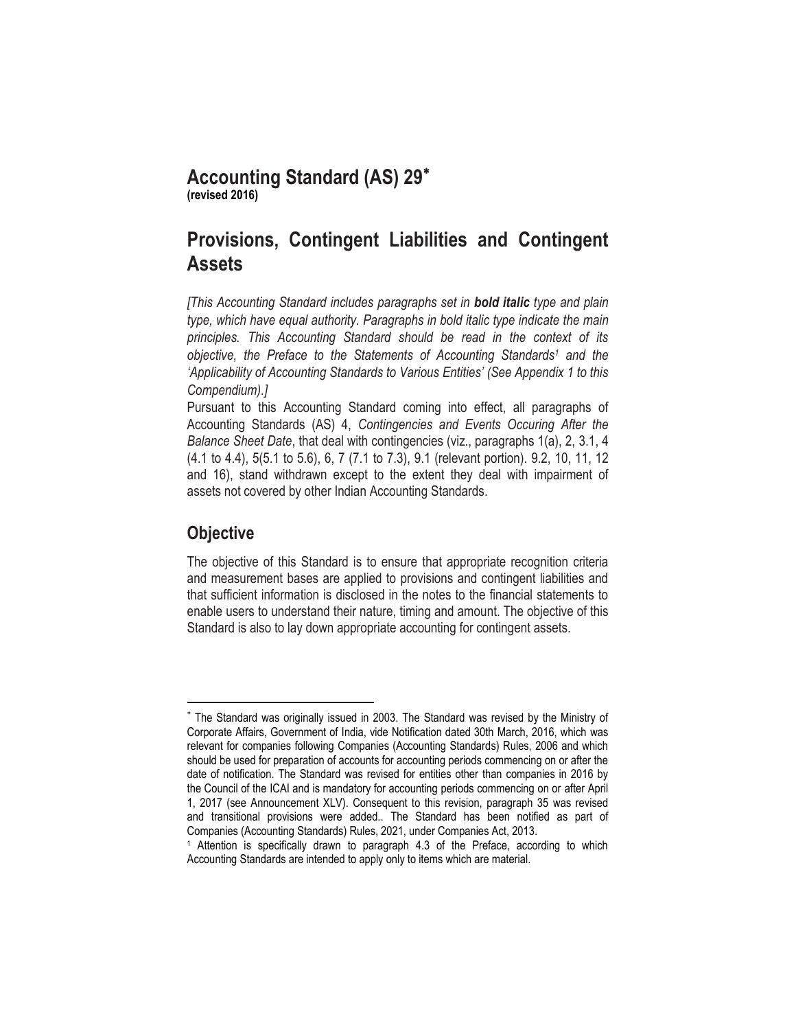# Accounting Standard (AS) 29[*]

**(revised 2016)**

# Provisions, Contingent Liabilities and Contingent Assets

*[This Accounting Standard includes paragraphs set in **bold italic** type and plain type, which have equal authority. Paragraphs in bold italic type indicate the main principles. This Accounting Standard should be read in the context of its objective, the Preface to the Statements of Accounting Standards[1] and the 'Applicability of Accounting Standards to Various Entities' (See Appendix 1 to this Compendium).]*

Pursuant to this Accounting Standard coming into effect, all paragraphs of Accounting Standards (AS) 4, *Contingencies and Events Occuring After the Balance Sheet Date*, that deal with contingencies (viz., paragraphs 1(a), 2, 3.1, 4 (4.1 to 4.4), 5(5.1 to 5.6), 6, 7 (7.1 to 7.3), 9.1 (relevant portion). 9.2, 10, 11, 12 and 16), stand withdrawn except to the extent they deal with impairment of assets not covered by other Indian Accounting Standards.

## Objective

The objective of this Standard is to ensure that appropriate recognition criteria and measurement bases are applied to provisions and contingent liabilities and that sufficient information is disclosed in the notes to the financial statements to enable users to understand their nature, timing and amount. The objective of this Standard is also to lay down appropriate accounting for contingent assets.

---

[*] The Standard was originally issued in 2003. The Standard was revised by the Ministry of Corporate Affairs, Government of India, vide Notification dated 30th March, 2016, which was relevant for companies following Companies (Accounting Standards) Rules, 2006 and which should be used for preparation of accounts for accounting periods commencing on or after the date of notification. The Standard was revised for entities other than companies in 2016 by the Council of the ICAI and is mandatory for accounting periods commencing on or after April 1, 2017 (see Announcement XLV). Consequent to this revision, paragraph 35 was revised and transitional provisions were added.. The Standard has been notified as part of Companies (Accounting Standards) Rules, 2021, under Companies Act, 2013.

[1] Attention is specifically drawn to paragraph 4.3 of the Preface, according to which Accounting Standards are intended to apply only to items which are material.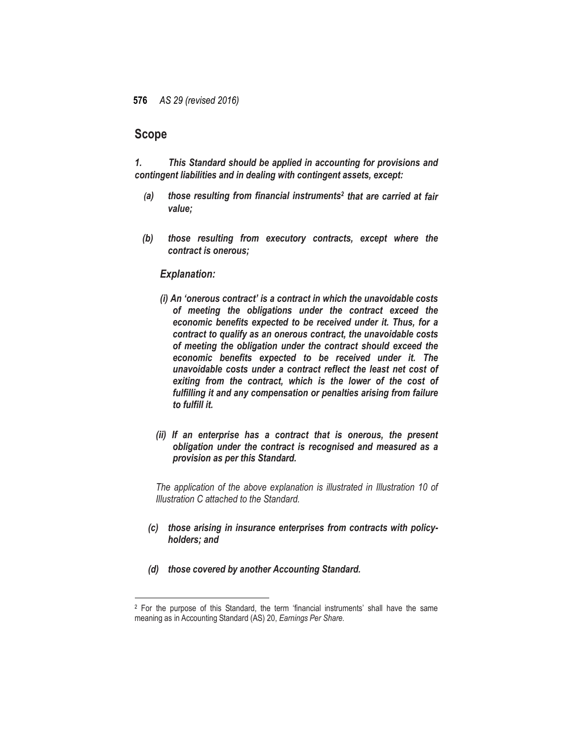## Scope

***1. This Standard should be applied in accounting for provisions and contingent liabilities and in dealing with contingent assets, except:***

***(a) those resulting from financial instruments[2] that are carried at fair value;***

***(b) those resulting from executory contracts, except where the contract is onerous;***

***Explanation:***

***(i) An 'onerous contract' is a contract in which the unavoidable costs of meeting the obligations under the contract exceed the economic benefits expected to be received under it. Thus, for a contract to qualify as an onerous contract, the unavoidable costs of meeting the obligation under the contract should exceed the economic benefits expected to be received under it. The unavoidable costs under a contract reflect the least net cost of exiting from the contract, which is the lower of the cost of fulfilling it and any compensation or penalties arising from failure to fulfill it.***

***(ii) If an enterprise has a contract that is onerous, the present obligation under the contract is recognised and measured as a provision as per this Standard.***

*The application of the above explanation is illustrated in Illustration 10 of Illustration C attached to the Standard.*

***(c) those arising in insurance enterprises from contracts with policy-holders; and***

***(d) those covered by another Accounting Standard.***

---

[2] For the purpose of this Standard, the term 'financial instruments' shall have the same meaning as in Accounting Standard (AS) 20, *Earnings Per Share.*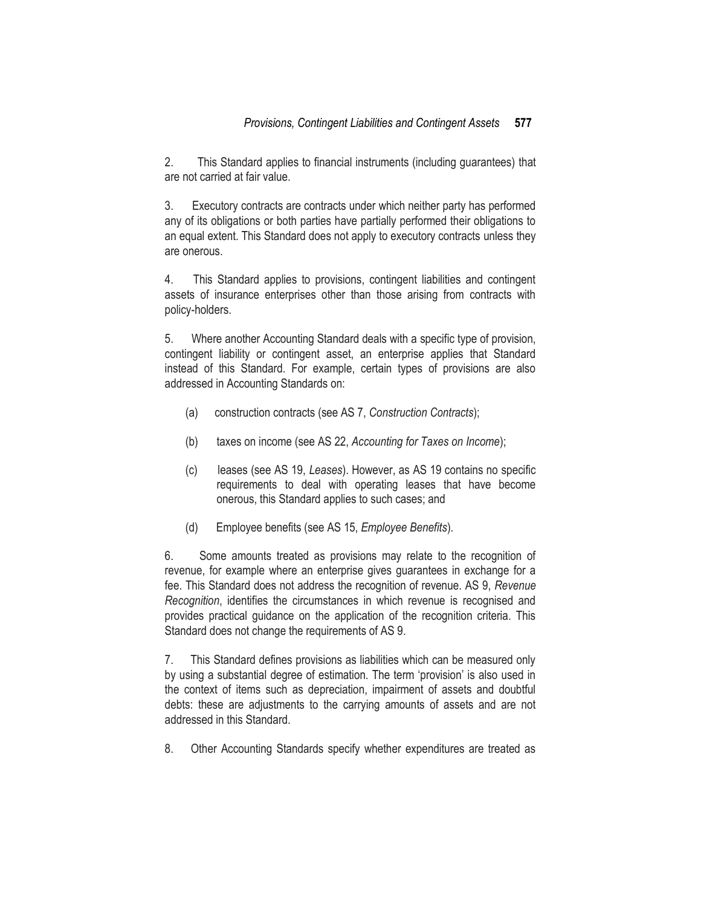2. This Standard applies to financial instruments (including guarantees) that are not carried at fair value.

3. Executory contracts are contracts under which neither party has performed any of its obligations or both parties have partially performed their obligations to an equal extent. This Standard does not apply to executory contracts unless they are onerous.

4. This Standard applies to provisions, contingent liabilities and contingent assets of insurance enterprises other than those arising from contracts with policy-holders.

5. Where another Accounting Standard deals with a specific type of provision, contingent liability or contingent asset, an enterprise applies that Standard instead of this Standard. For example, certain types of provisions are also addressed in Accounting Standards on:

(a) construction contracts (see AS 7, *Construction Contracts*);

(b) taxes on income (see AS 22, *Accounting for Taxes on Income*);

(c) leases (see AS 19, *Leases*). However, as AS 19 contains no specific requirements to deal with operating leases that have become onerous, this Standard applies to such cases; and

(d) Employee benefits (see AS 15, *Employee Benefits*).

6. Some amounts treated as provisions may relate to the recognition of revenue, for example where an enterprise gives guarantees in exchange for a fee. This Standard does not address the recognition of revenue. AS 9, *Revenue Recognition*, identifies the circumstances in which revenue is recognised and provides practical guidance on the application of the recognition criteria. This Standard does not change the requirements of AS 9.

7. This Standard defines provisions as liabilities which can be measured only by using a substantial degree of estimation. The term 'provision' is also used in the context of items such as depreciation, impairment of assets and doubtful debts: these are adjustments to the carrying amounts of assets and are not addressed in this Standard.

8. Other Accounting Standards specify whether expenditures are treated as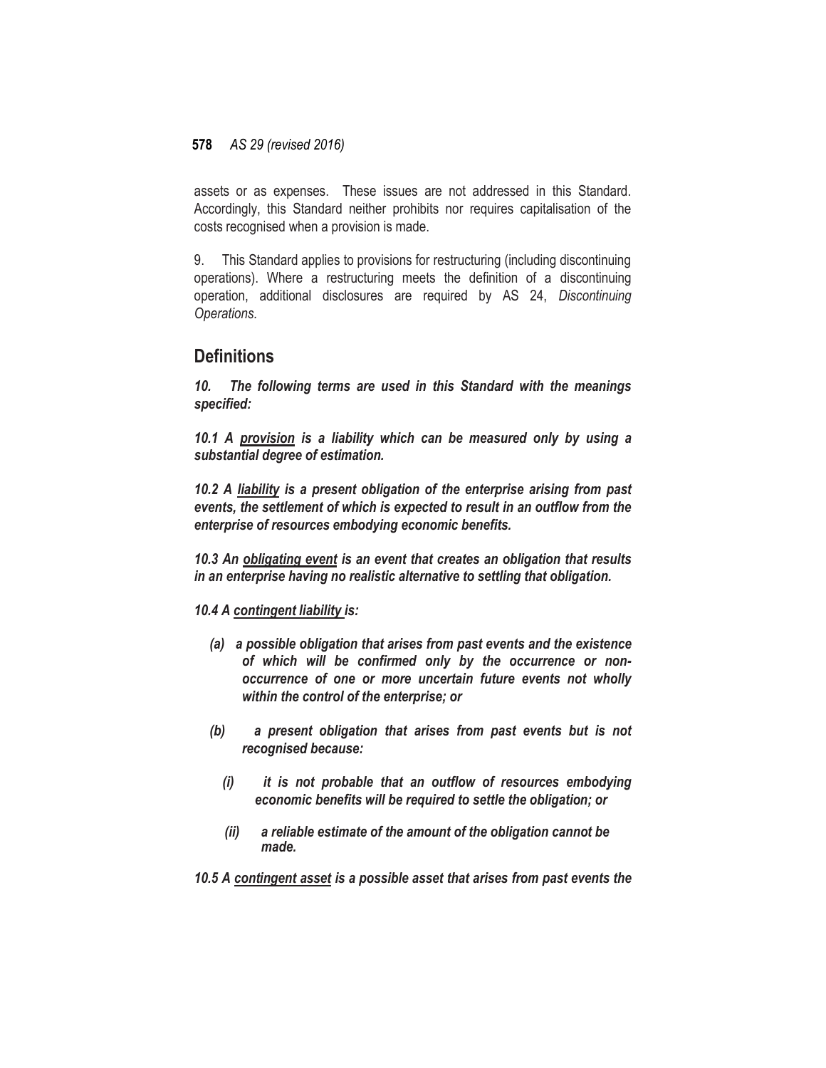assets or as expenses. These issues are not addressed in this Standard. Accordingly, this Standard neither prohibits nor requires capitalisation of the costs recognised when a provision is made.

9. This Standard applies to provisions for restructuring (including discontinuing operations). Where a restructuring meets the definition of a discontinuing operation, additional disclosures are required by AS 24, *Discontinuing Operations.*

## Definitions

***10. The following terms are used in this Standard with the meanings specified:***

***10.1 A <u>provision</u> is a liability which can be measured only by using a substantial degree of estimation.***

***10.2 A <u>liability</u> is a present obligation of the enterprise arising from past events, the settlement of which is expected to result in an outflow from the enterprise of resources embodying economic benefits.***

***10.3 An <u>obligating event</u> is an event that creates an obligation that results in an enterprise having no realistic alternative to settling that obligation.***

***10.4 A <u>contingent liability</u> is:***

***(a) a possible obligation that arises from past events and the existence of which will be confirmed only by the occurrence or non-occurrence of one or more uncertain future events not wholly within the control of the enterprise; or***

***(b) a present obligation that arises from past events but is not recognised because:***

***(i) it is not probable that an outflow of resources embodying economic benefits will be required to settle the obligation; or***

***(ii) a reliable estimate of the amount of the obligation cannot be made.***

***10.5 A <u>contingent asset</u> is a possible asset that arises from past events the***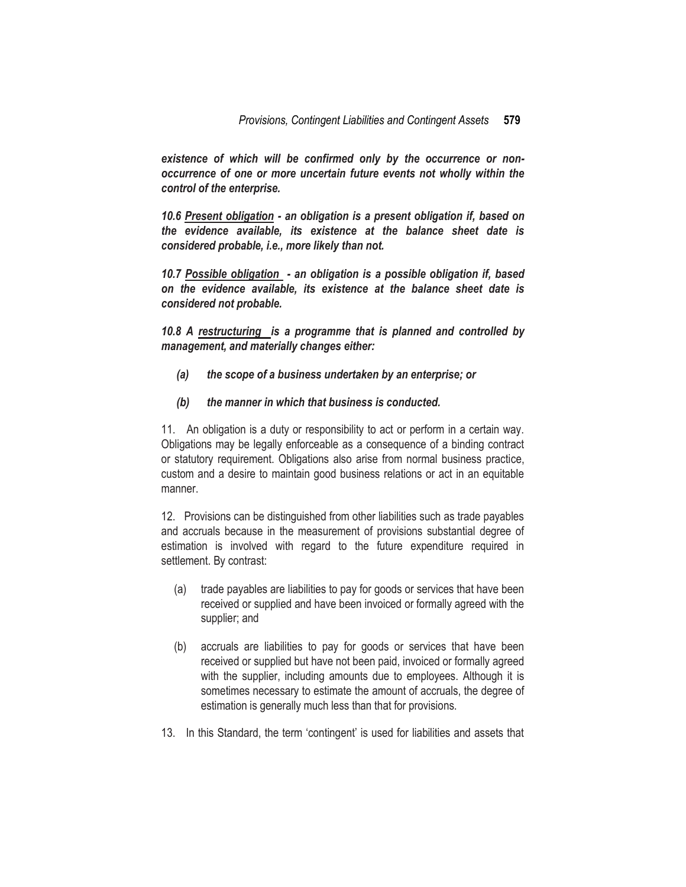***existence of which will be confirmed only by the occurrence or non-occurrence of one or more uncertain future events not wholly within the control of the enterprise.***

***10.6 <u>Present obligation</u> - an obligation is a present obligation if, based on the evidence available, its existence at the balance sheet date is considered probable, i.e., more likely than not.***

***10.7 <u>Possible obligation</u> - an obligation is a possible obligation if, based on the evidence available, its existence at the balance sheet date is considered not probable.***

***10.8 A <u>restructuring</u> is a programme that is planned and controlled by management, and materially changes either:***

***(a) the scope of a business undertaken by an enterprise; or***

***(b) the manner in which that business is conducted.***

11. An obligation is a duty or responsibility to act or perform in a certain way. Obligations may be legally enforceable as a consequence of a binding contract or statutory requirement. Obligations also arise from normal business practice, custom and a desire to maintain good business relations or act in an equitable manner.

12. Provisions can be distinguished from other liabilities such as trade payables and accruals because in the measurement of provisions substantial degree of estimation is involved with regard to the future expenditure required in settlement. By contrast:

(a) trade payables are liabilities to pay for goods or services that have been received or supplied and have been invoiced or formally agreed with the supplier; and

(b) accruals are liabilities to pay for goods or services that have been received or supplied but have not been paid, invoiced or formally agreed with the supplier, including amounts due to employees. Although it is sometimes necessary to estimate the amount of accruals, the degree of estimation is generally much less than that for provisions.

13. In this Standard, the term 'contingent' is used for liabilities and assets that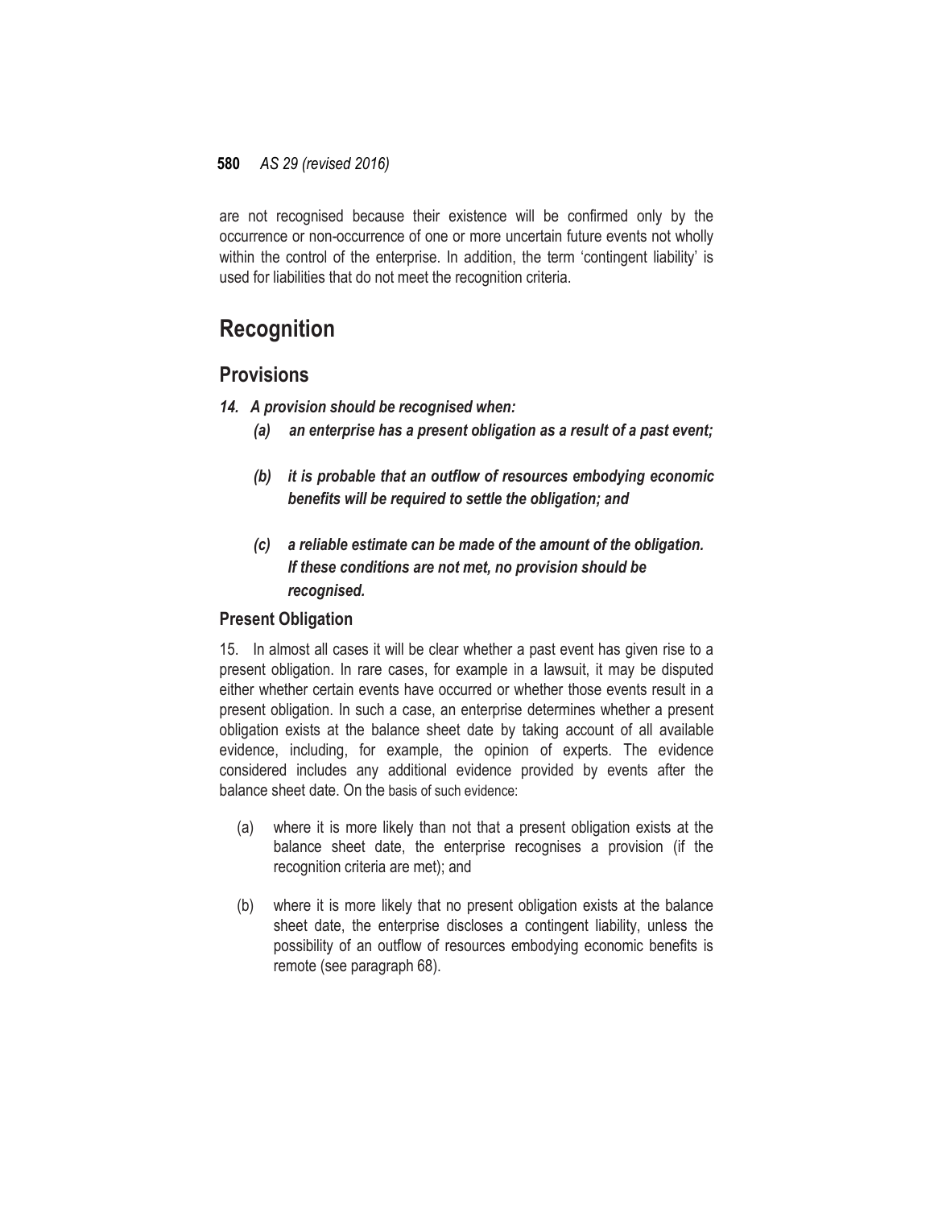are not recognised because their existence will be confirmed only by the occurrence or non-occurrence of one or more uncertain future events not wholly within the control of the enterprise. In addition, the term 'contingent liability' is used for liabilities that do not meet the recognition criteria.

# Recognition

## Provisions

***14. A provision should be recognised when:***

- ***(a) an enterprise has a present obligation as a result of a past event;***
- ***(b) it is probable that an outflow of resources embodying economic benefits will be required to settle the obligation; and***
- ***(c) a reliable estimate can be made of the amount of the obligation. If these conditions are not met, no provision should be recognised.***

### Present Obligation

15. In almost all cases it will be clear whether a past event has given rise to a present obligation. In rare cases, for example in a lawsuit, it may be disputed either whether certain events have occurred or whether those events result in a present obligation. In such a case, an enterprise determines whether a present obligation exists at the balance sheet date by taking account of all available evidence, including, for example, the opinion of experts. The evidence considered includes any additional evidence provided by events after the balance sheet date. On the basis of such evidence:

- (a) where it is more likely than not that a present obligation exists at the balance sheet date, the enterprise recognises a provision (if the recognition criteria are met); and
- (b) where it is more likely that no present obligation exists at the balance sheet date, the enterprise discloses a contingent liability, unless the possibility of an outflow of resources embodying economic benefits is remote (see paragraph 68).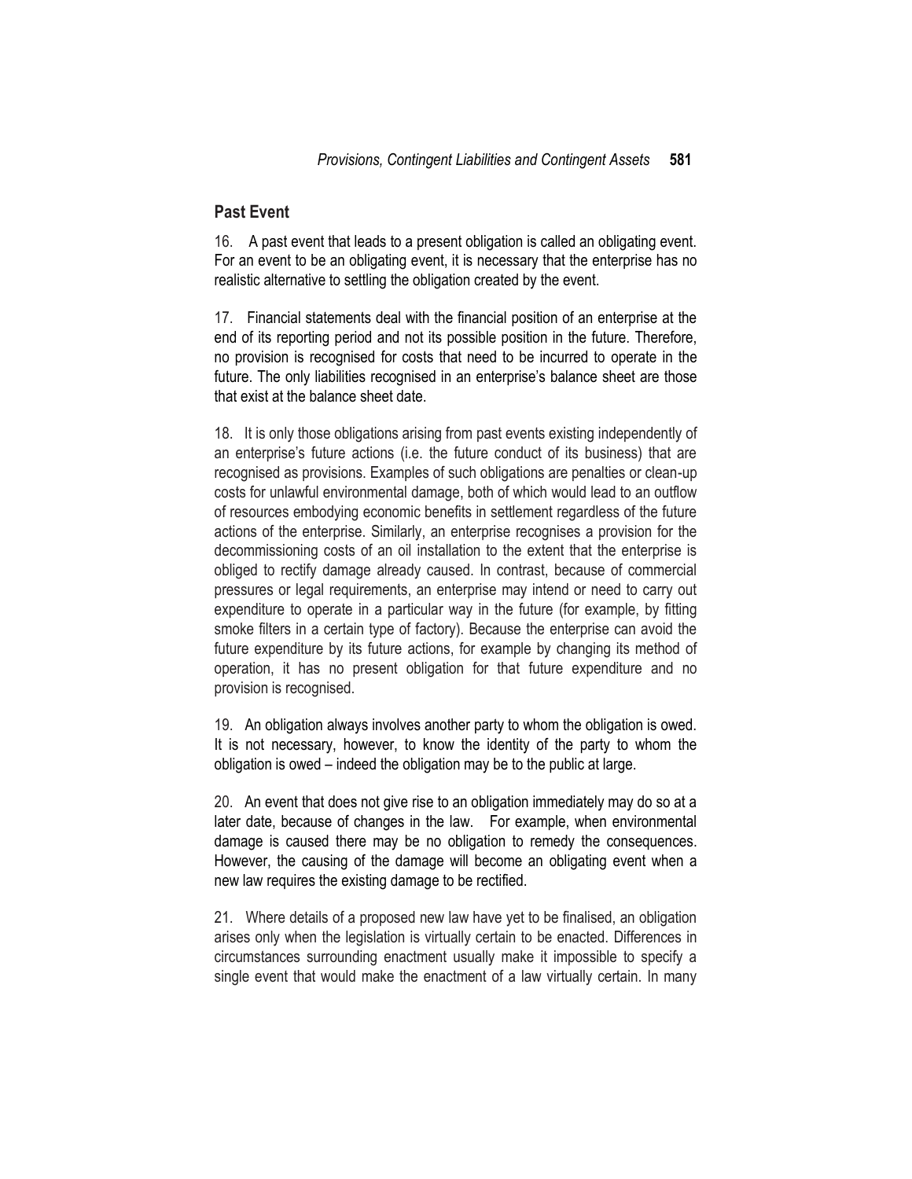## Past Event

16. A past event that leads to a present obligation is called an obligating event. For an event to be an obligating event, it is necessary that the enterprise has no realistic alternative to settling the obligation created by the event.

17. Financial statements deal with the financial position of an enterprise at the end of its reporting period and not its possible position in the future. Therefore, no provision is recognised for costs that need to be incurred to operate in the future. The only liabilities recognised in an enterprise's balance sheet are those that exist at the balance sheet date.

18. It is only those obligations arising from past events existing independently of an enterprise's future actions (i.e. the future conduct of its business) that are recognised as provisions. Examples of such obligations are penalties or clean-up costs for unlawful environmental damage, both of which would lead to an outflow of resources embodying economic benefits in settlement regardless of the future actions of the enterprise. Similarly, an enterprise recognises a provision for the decommissioning costs of an oil installation to the extent that the enterprise is obliged to rectify damage already caused. In contrast, because of commercial pressures or legal requirements, an enterprise may intend or need to carry out expenditure to operate in a particular way in the future (for example, by fitting smoke filters in a certain type of factory). Because the enterprise can avoid the future expenditure by its future actions, for example by changing its method of operation, it has no present obligation for that future expenditure and no provision is recognised.

19. An obligation always involves another party to whom the obligation is owed. It is not necessary, however, to know the identity of the party to whom the obligation is owed – indeed the obligation may be to the public at large.

20. An event that does not give rise to an obligation immediately may do so at a later date, because of changes in the law. For example, when environmental damage is caused there may be no obligation to remedy the consequences. However, the causing of the damage will become an obligating event when a new law requires the existing damage to be rectified.

21. Where details of a proposed new law have yet to be finalised, an obligation arises only when the legislation is virtually certain to be enacted. Differences in circumstances surrounding enactment usually make it impossible to specify a single event that would make the enactment of a law virtually certain. In many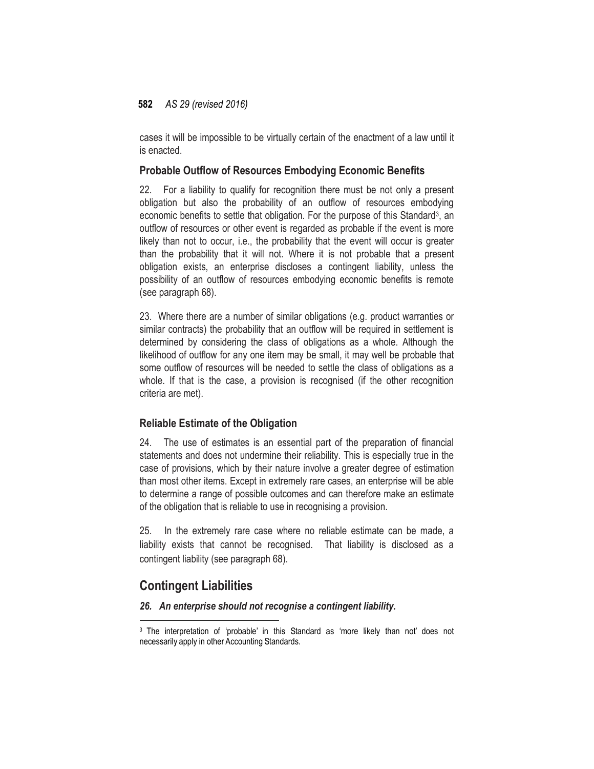cases it will be impossible to be virtually certain of the enactment of a law until it is enacted.

### Probable Outflow of Resources Embodying Economic Benefits

22. For a liability to qualify for recognition there must be not only a present obligation but also the probability of an outflow of resources embodying economic benefits to settle that obligation. For the purpose of this Standard[3], an outflow of resources or other event is regarded as probable if the event is more likely than not to occur, i.e., the probability that the event will occur is greater than the probability that it will not. Where it is not probable that a present obligation exists, an enterprise discloses a contingent liability, unless the possibility of an outflow of resources embodying economic benefits is remote (see paragraph 68).

23. Where there are a number of similar obligations (e.g. product warranties or similar contracts) the probability that an outflow will be required in settlement is determined by considering the class of obligations as a whole. Although the likelihood of outflow for any one item may be small, it may well be probable that some outflow of resources will be needed to settle the class of obligations as a whole. If that is the case, a provision is recognised (if the other recognition criteria are met).

### Reliable Estimate of the Obligation

24. The use of estimates is an essential part of the preparation of financial statements and does not undermine their reliability. This is especially true in the case of provisions, which by their nature involve a greater degree of estimation than most other items. Except in extremely rare cases, an enterprise will be able to determine a range of possible outcomes and can therefore make an estimate of the obligation that is reliable to use in recognising a provision.

25. In the extremely rare case where no reliable estimate can be made, a liability exists that cannot be recognised. That liability is disclosed as a contingent liability (see paragraph 68).

## Contingent Liabilities

***26. An enterprise should not recognise a contingent liability.***

[3] The interpretation of 'probable' in this Standard as 'more likely than not' does not necessarily apply in other Accounting Standards.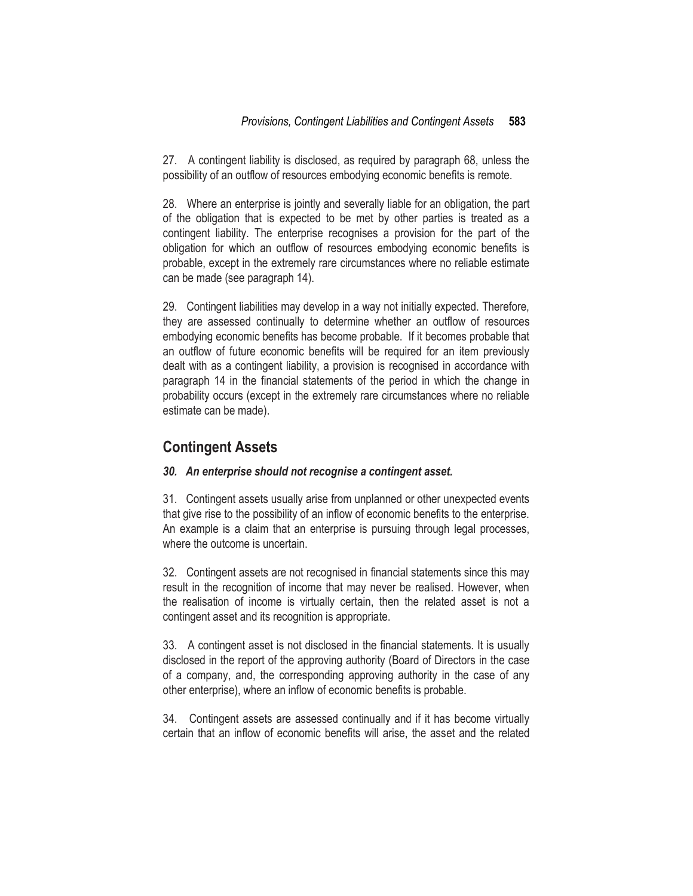27. A contingent liability is disclosed, as required by paragraph 68, unless the possibility of an outflow of resources embodying economic benefits is remote.

28. Where an enterprise is jointly and severally liable for an obligation, the part of the obligation that is expected to be met by other parties is treated as a contingent liability. The enterprise recognises a provision for the part of the obligation for which an outflow of resources embodying economic benefits is probable, except in the extremely rare circumstances where no reliable estimate can be made (see paragraph 14).

29. Contingent liabilities may develop in a way not initially expected. Therefore, they are assessed continually to determine whether an outflow of resources embodying economic benefits has become probable. If it becomes probable that an outflow of future economic benefits will be required for an item previously dealt with as a contingent liability, a provision is recognised in accordance with paragraph 14 in the financial statements of the period in which the change in probability occurs (except in the extremely rare circumstances where no reliable estimate can be made).

## Contingent Assets

***30. An enterprise should not recognise a contingent asset.***

31. Contingent assets usually arise from unplanned or other unexpected events that give rise to the possibility of an inflow of economic benefits to the enterprise. An example is a claim that an enterprise is pursuing through legal processes, where the outcome is uncertain.

32. Contingent assets are not recognised in financial statements since this may result in the recognition of income that may never be realised. However, when the realisation of income is virtually certain, then the related asset is not a contingent asset and its recognition is appropriate.

33. A contingent asset is not disclosed in the financial statements. It is usually disclosed in the report of the approving authority (Board of Directors in the case of a company, and, the corresponding approving authority in the case of any other enterprise), where an inflow of economic benefits is probable.

34. Contingent assets are assessed continually and if it has become virtually certain that an inflow of economic benefits will arise, the asset and the related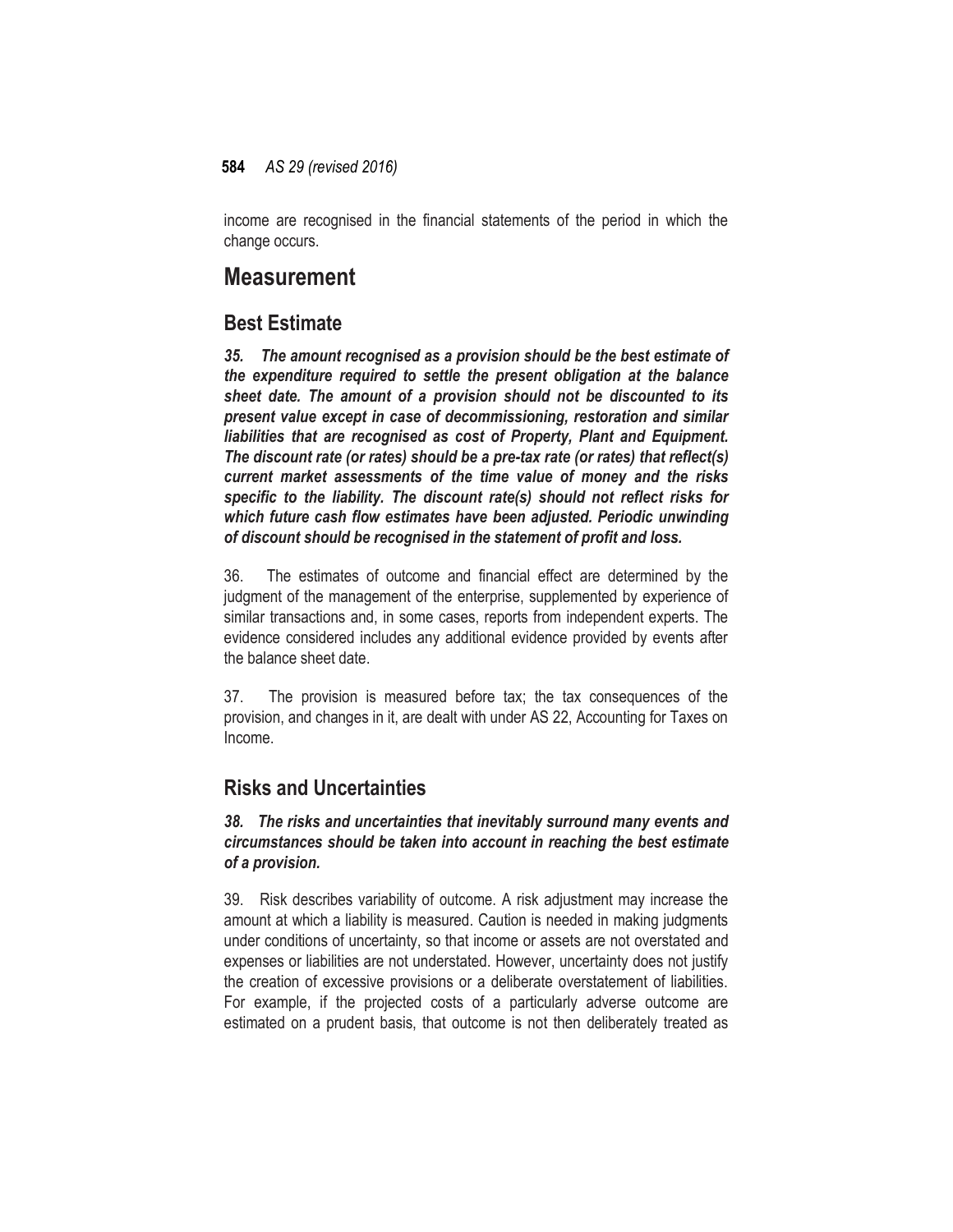income are recognised in the financial statements of the period in which the change occurs.

# Measurement

## Best Estimate

***35. The amount recognised as a provision should be the best estimate of the expenditure required to settle the present obligation at the balance sheet date. The amount of a provision should not be discounted to its present value except in case of decommissioning, restoration and similar liabilities that are recognised as cost of Property, Plant and Equipment. The discount rate (or rates) should be a pre-tax rate (or rates) that reflect(s) current market assessments of the time value of money and the risks specific to the liability. The discount rate(s) should not reflect risks for which future cash flow estimates have been adjusted. Periodic unwinding of discount should be recognised in the statement of profit and loss.***

36. The estimates of outcome and financial effect are determined by the judgment of the management of the enterprise, supplemented by experience of similar transactions and, in some cases, reports from independent experts. The evidence considered includes any additional evidence provided by events after the balance sheet date.

37. The provision is measured before tax; the tax consequences of the provision, and changes in it, are dealt with under AS 22, Accounting for Taxes on Income.

## Risks and Uncertainties

***38. The risks and uncertainties that inevitably surround many events and circumstances should be taken into account in reaching the best estimate of a provision.***

39. Risk describes variability of outcome. A risk adjustment may increase the amount at which a liability is measured. Caution is needed in making judgments under conditions of uncertainty, so that income or assets are not overstated and expenses or liabilities are not understated. However, uncertainty does not justify the creation of excessive provisions or a deliberate overstatement of liabilities. For example, if the projected costs of a particularly adverse outcome are estimated on a prudent basis, that outcome is not then deliberately treated as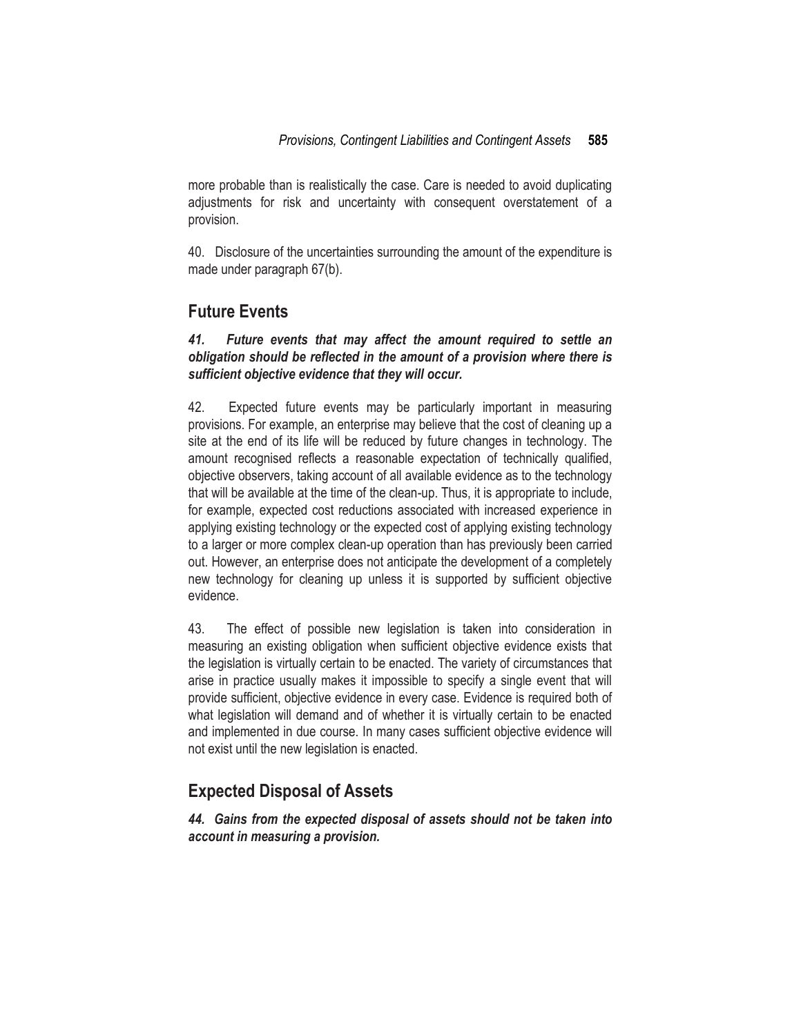more probable than is realistically the case. Care is needed to avoid duplicating adjustments for risk and uncertainty with consequent overstatement of a provision.

40. Disclosure of the uncertainties surrounding the amount of the expenditure is made under paragraph 67(b).

## Future Events

***41. Future events that may affect the amount required to settle an obligation should be reflected in the amount of a provision where there is sufficient objective evidence that they will occur.***

42. Expected future events may be particularly important in measuring provisions. For example, an enterprise may believe that the cost of cleaning up a site at the end of its life will be reduced by future changes in technology. The amount recognised reflects a reasonable expectation of technically qualified, objective observers, taking account of all available evidence as to the technology that will be available at the time of the clean-up. Thus, it is appropriate to include, for example, expected cost reductions associated with increased experience in applying existing technology or the expected cost of applying existing technology to a larger or more complex clean-up operation than has previously been carried out. However, an enterprise does not anticipate the development of a completely new technology for cleaning up unless it is supported by sufficient objective evidence.

43. The effect of possible new legislation is taken into consideration in measuring an existing obligation when sufficient objective evidence exists that the legislation is virtually certain to be enacted. The variety of circumstances that arise in practice usually makes it impossible to specify a single event that will provide sufficient, objective evidence in every case. Evidence is required both of what legislation will demand and of whether it is virtually certain to be enacted and implemented in due course. In many cases sufficient objective evidence will not exist until the new legislation is enacted.

## Expected Disposal of Assets

***44. Gains from the expected disposal of assets should not be taken into account in measuring a provision.***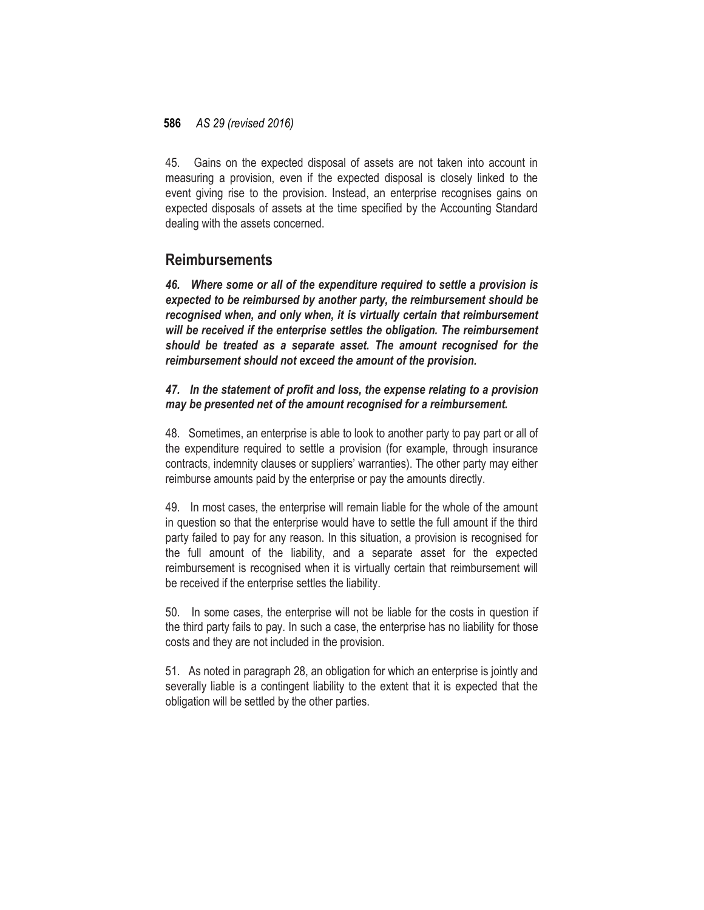45. Gains on the expected disposal of assets are not taken into account in measuring a provision, even if the expected disposal is closely linked to the event giving rise to the provision. Instead, an enterprise recognises gains on expected disposals of assets at the time specified by the Accounting Standard dealing with the assets concerned.

## Reimbursements

***46. Where some or all of the expenditure required to settle a provision is expected to be reimbursed by another party, the reimbursement should be recognised when, and only when, it is virtually certain that reimbursement will be received if the enterprise settles the obligation. The reimbursement should be treated as a separate asset. The amount recognised for the reimbursement should not exceed the amount of the provision.***

***47. In the statement of profit and loss, the expense relating to a provision may be presented net of the amount recognised for a reimbursement.***

48. Sometimes, an enterprise is able to look to another party to pay part or all of the expenditure required to settle a provision (for example, through insurance contracts, indemnity clauses or suppliers' warranties). The other party may either reimburse amounts paid by the enterprise or pay the amounts directly.

49. In most cases, the enterprise will remain liable for the whole of the amount in question so that the enterprise would have to settle the full amount if the third party failed to pay for any reason. In this situation, a provision is recognised for the full amount of the liability, and a separate asset for the expected reimbursement is recognised when it is virtually certain that reimbursement will be received if the enterprise settles the liability.

50. In some cases, the enterprise will not be liable for the costs in question if the third party fails to pay. In such a case, the enterprise has no liability for those costs and they are not included in the provision.

51. As noted in paragraph 28, an obligation for which an enterprise is jointly and severally liable is a contingent liability to the extent that it is expected that the obligation will be settled by the other parties.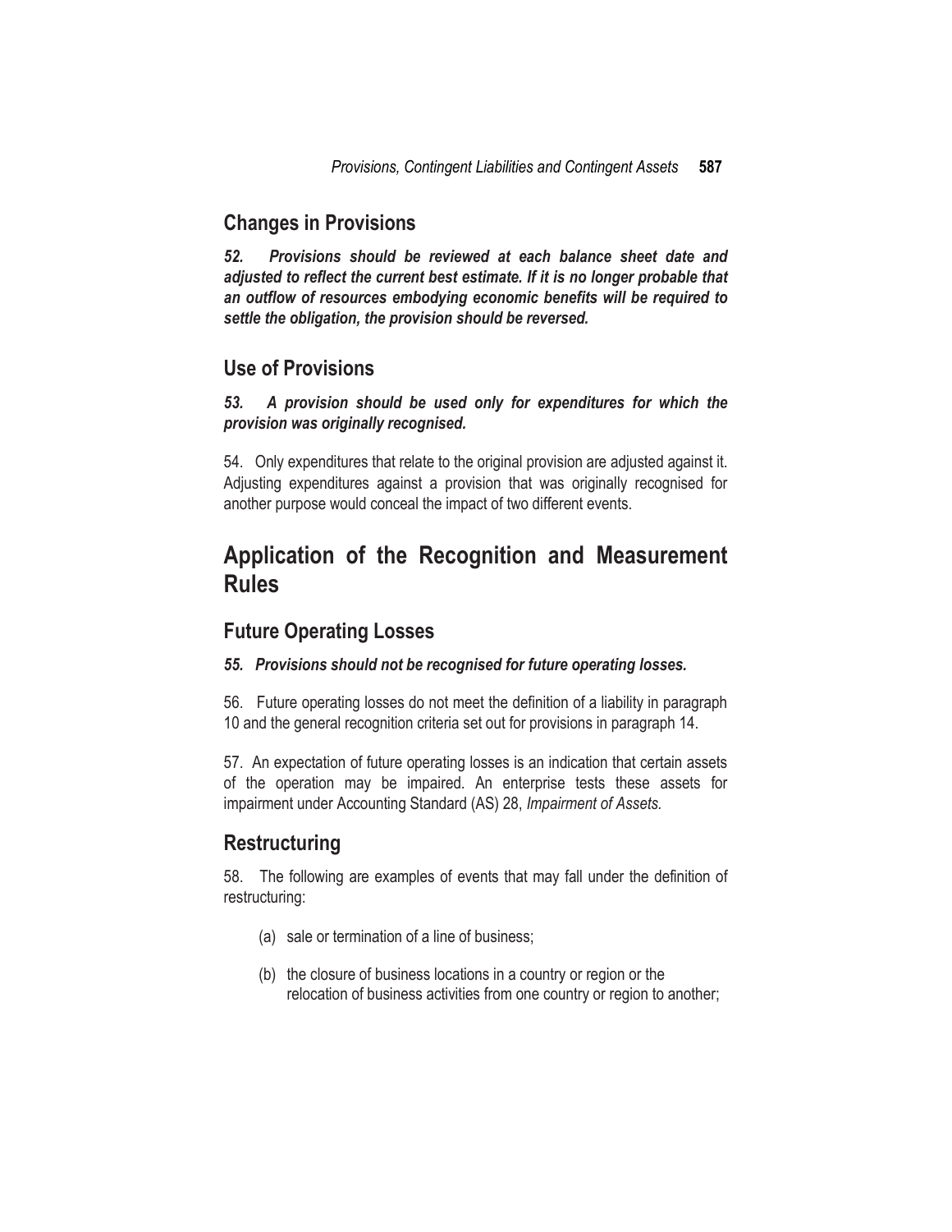### Changes in Provisions

***52. Provisions should be reviewed at each balance sheet date and adjusted to reflect the current best estimate. If it is no longer probable that an outflow of resources embodying economic benefits will be required to settle the obligation, the provision should be reversed.***

### Use of Provisions

***53. A provision should be used only for expenditures for which the provision was originally recognised.***

54. Only expenditures that relate to the original provision are adjusted against it. Adjusting expenditures against a provision that was originally recognised for another purpose would conceal the impact of two different events.

## Application of the Recognition and Measurement Rules

### Future Operating Losses

***55. Provisions should not be recognised for future operating losses.***

56. Future operating losses do not meet the definition of a liability in paragraph 10 and the general recognition criteria set out for provisions in paragraph 14.

57. An expectation of future operating losses is an indication that certain assets of the operation may be impaired. An enterprise tests these assets for impairment under Accounting Standard (AS) 28, *Impairment of Assets.*

### Restructuring

58. The following are examples of events that may fall under the definition of restructuring:

(a) sale or termination of a line of business;

(b) the closure of business locations in a country or region or the relocation of business activities from one country or region to another;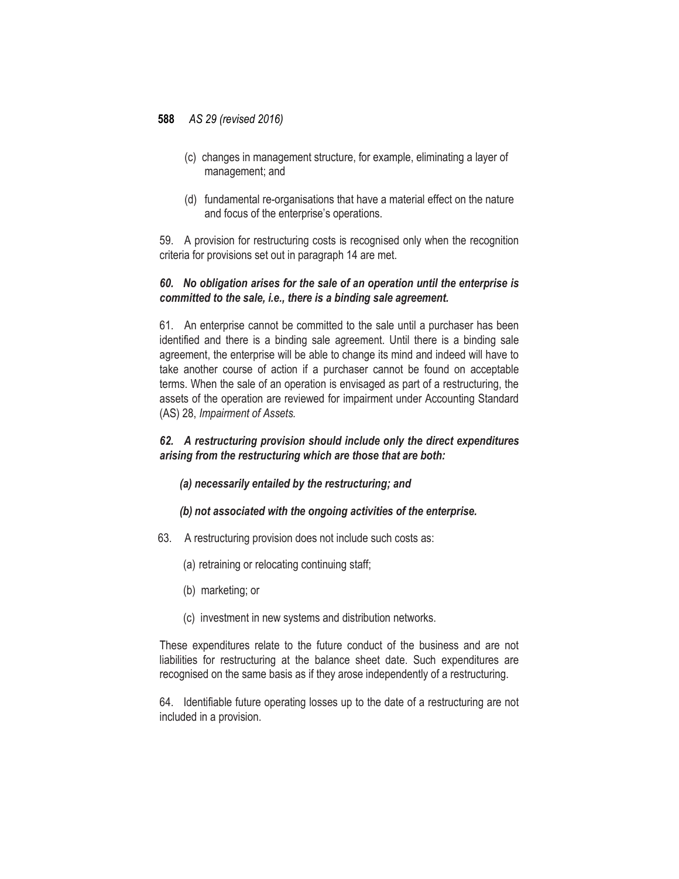(c) changes in management structure, for example, eliminating a layer of management; and

(d) fundamental re-organisations that have a material effect on the nature and focus of the enterprise's operations.

59. A provision for restructuring costs is recognised only when the recognition criteria for provisions set out in paragraph 14 are met.

***60. No obligation arises for the sale of an operation until the enterprise is committed to the sale, i.e., there is a binding sale agreement.***

61. An enterprise cannot be committed to the sale until a purchaser has been identified and there is a binding sale agreement. Until there is a binding sale agreement, the enterprise will be able to change its mind and indeed will have to take another course of action if a purchaser cannot be found on acceptable terms. When the sale of an operation is envisaged as part of a restructuring, the assets of the operation are reviewed for impairment under Accounting Standard (AS) 28, *Impairment of Assets.*

***62. A restructuring provision should include only the direct expenditures arising from the restructuring which are those that are both:***

***(a) necessarily entailed by the restructuring; and***

***(b) not associated with the ongoing activities of the enterprise.***

63. A restructuring provision does not include such costs as:

(a) retraining or relocating continuing staff;

(b) marketing; or

(c) investment in new systems and distribution networks.

These expenditures relate to the future conduct of the business and are not liabilities for restructuring at the balance sheet date. Such expenditures are recognised on the same basis as if they arose independently of a restructuring.

64. Identifiable future operating losses up to the date of a restructuring are not included in a provision.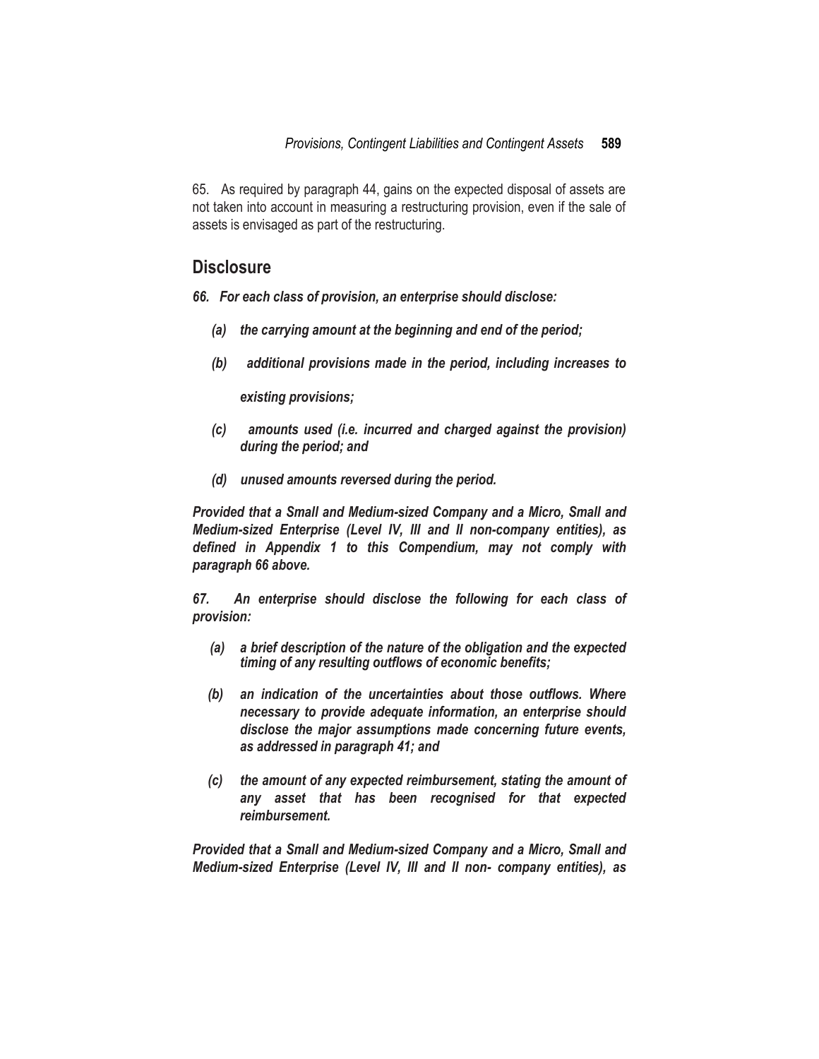65. As required by paragraph 44, gains on the expected disposal of assets are not taken into account in measuring a restructuring provision, even if the sale of assets is envisaged as part of the restructuring.

## Disclosure

***66. For each class of provision, an enterprise should disclose:***

***(a) the carrying amount at the beginning and end of the period;***

***(b) additional provisions made in the period, including increases to existing provisions;***

***(c) amounts used (i.e. incurred and charged against the provision) during the period; and***

***(d) unused amounts reversed during the period.***

***Provided that a Small and Medium-sized Company and a Micro, Small and Medium-sized Enterprise (Level IV, III and II non-company entities), as defined in Appendix 1 to this Compendium, may not comply with paragraph 66 above.***

***67. An enterprise should disclose the following for each class of provision:***

***(a) a brief description of the nature of the obligation and the expected timing of any resulting outflows of economic benefits;***

***(b) an indication of the uncertainties about those outflows. Where necessary to provide adequate information, an enterprise should disclose the major assumptions made concerning future events, as addressed in paragraph 41; and***

***(c) the amount of any expected reimbursement, stating the amount of any asset that has been recognised for that expected reimbursement.***

***Provided that a Small and Medium-sized Company and a Micro, Small and Medium-sized Enterprise (Level IV, III and II non- company entities), as***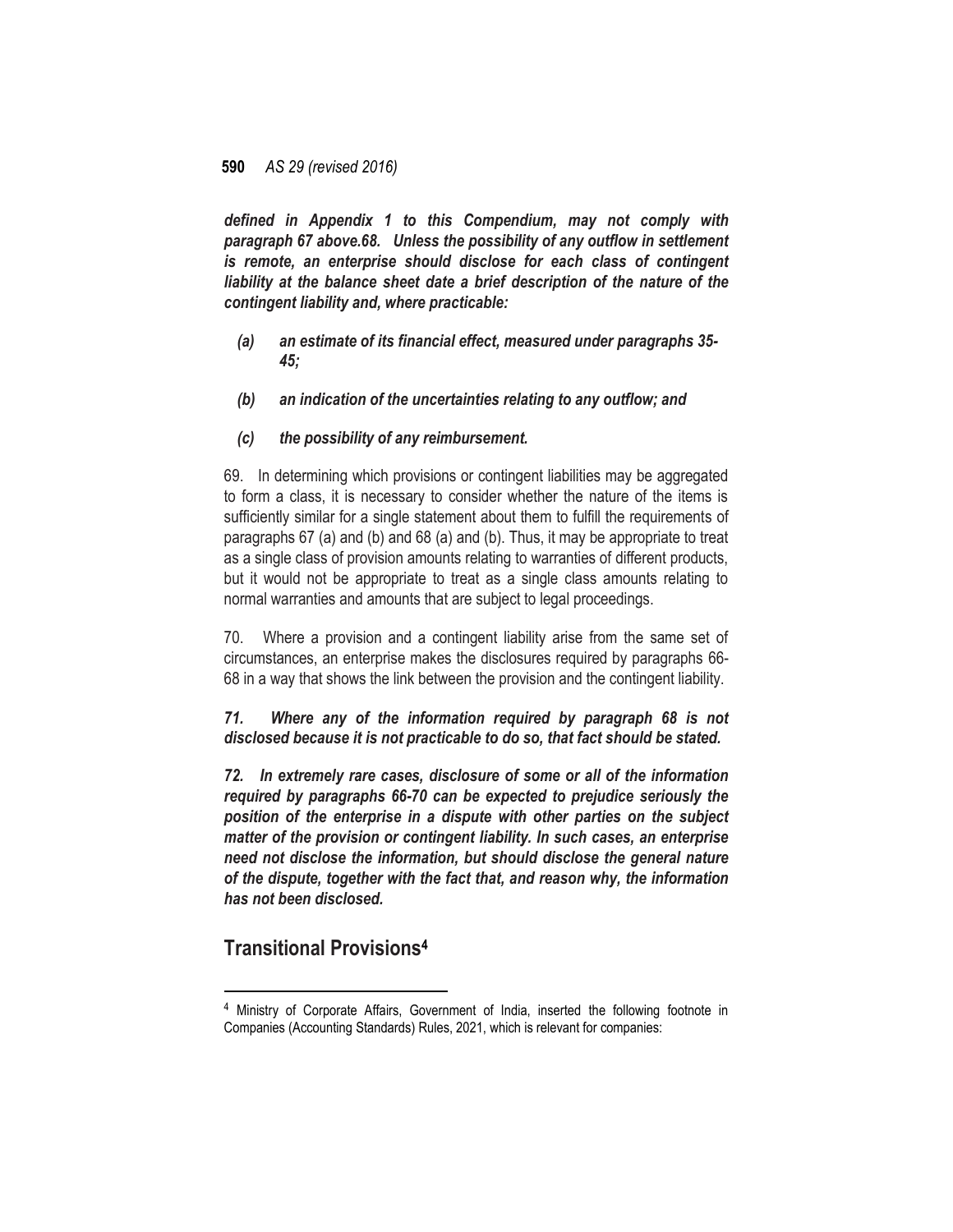***defined in Appendix 1 to this Compendium, may not comply with paragraph 67 above.68. Unless the possibility of any outflow in settlement is remote, an enterprise should disclose for each class of contingent liability at the balance sheet date a brief description of the nature of the contingent liability and, where practicable:***

***(a) an estimate of its financial effect, measured under paragraphs 35-45;***

***(b) an indication of the uncertainties relating to any outflow; and***

***(c) the possibility of any reimbursement.***

69. In determining which provisions or contingent liabilities may be aggregated to form a class, it is necessary to consider whether the nature of the items is sufficiently similar for a single statement about them to fulfill the requirements of paragraphs 67 (a) and (b) and 68 (a) and (b). Thus, it may be appropriate to treat as a single class of provision amounts relating to warranties of different products, but it would not be appropriate to treat as a single class amounts relating to normal warranties and amounts that are subject to legal proceedings.

70. Where a provision and a contingent liability arise from the same set of circumstances, an enterprise makes the disclosures required by paragraphs 66-68 in a way that shows the link between the provision and the contingent liability.

***71. Where any of the information required by paragraph 68 is not disclosed because it is not practicable to do so, that fact should be stated.***

***72. In extremely rare cases, disclosure of some or all of the information required by paragraphs 66-70 can be expected to prejudice seriously the position of the enterprise in a dispute with other parties on the subject matter of the provision or contingent liability. In such cases, an enterprise need not disclose the information, but should disclose the general nature of the dispute, together with the fact that, and reason why, the information has not been disclosed.***

## Transitional Provisions[4]

[4] Ministry of Corporate Affairs, Government of India, inserted the following footnote in Companies (Accounting Standards) Rules, 2021, which is relevant for companies: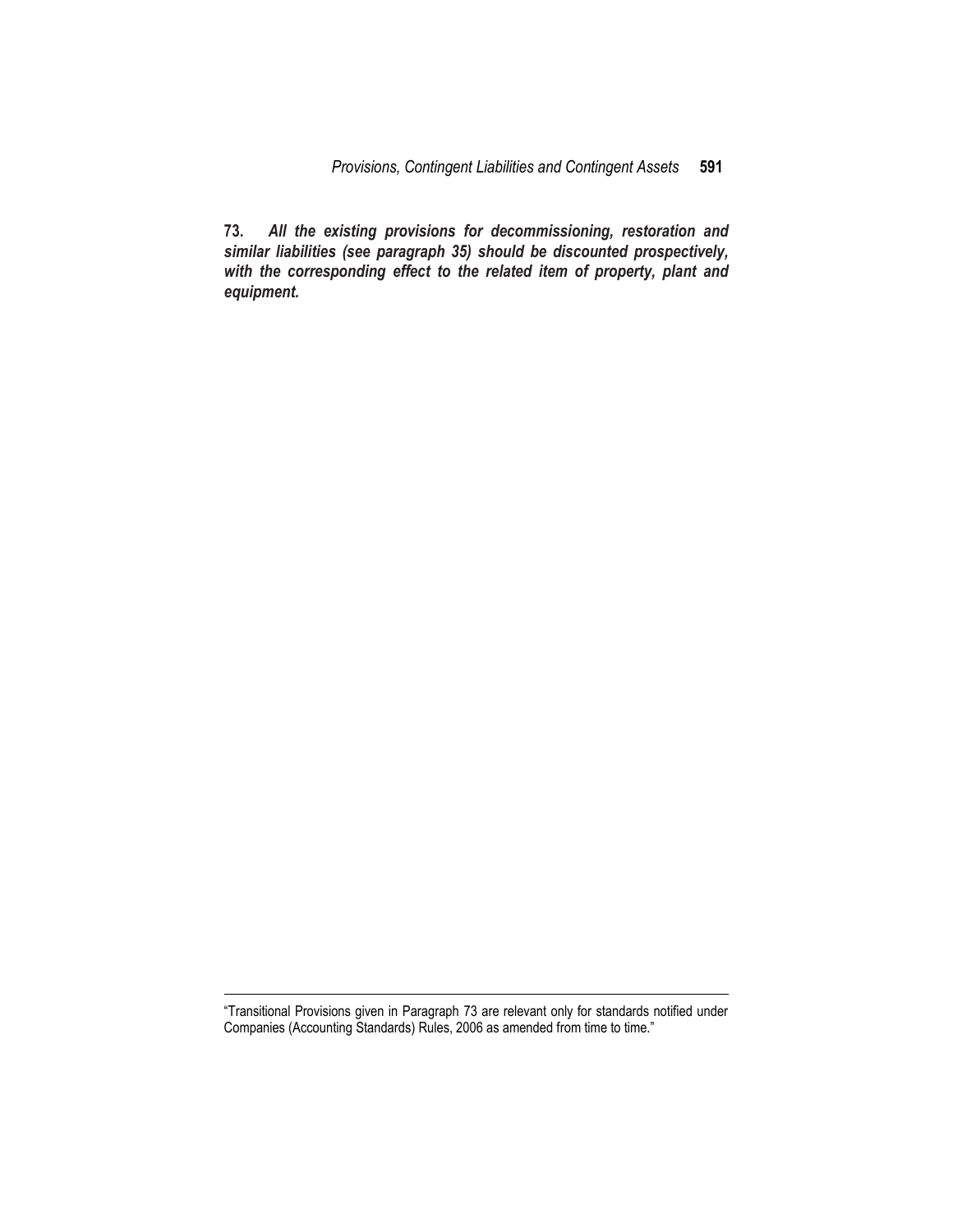**73.** ***All the existing provisions for decommissioning, restoration and similar liabilities (see paragraph 35) should be discounted prospectively, with the corresponding effect to the related item of property, plant and equipment.***

---

"Transitional Provisions given in Paragraph 73 are relevant only for standards notified under Companies (Accounting Standards) Rules, 2006 as amended from time to time."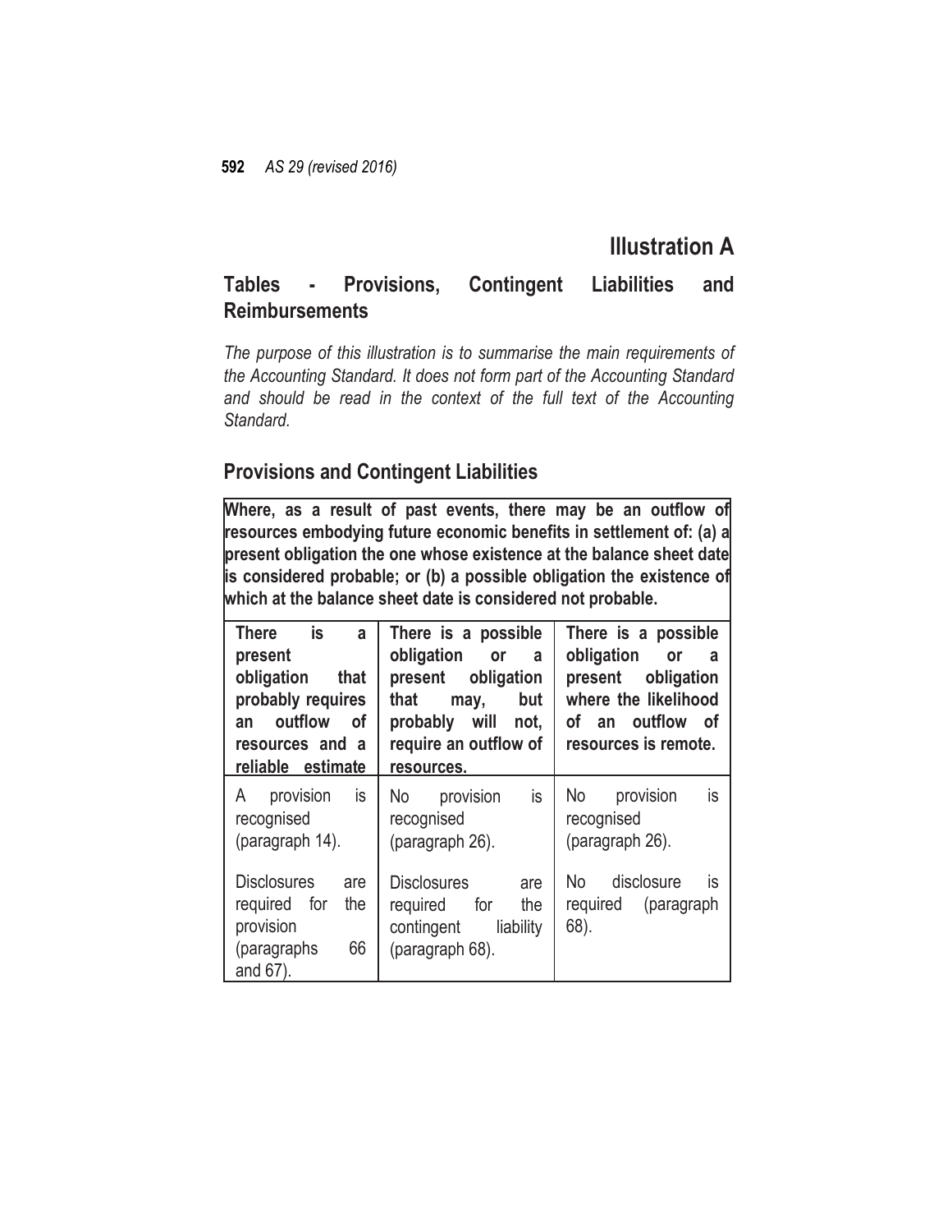# Illustration A

## Tables - Provisions, Contingent Liabilities and Reimbursements

*The purpose of this illustration is to summarise the main requirements of the Accounting Standard. It does not form part of the Accounting Standard and should be read in the context of the full text of the Accounting Standard.*

## Provisions and Contingent Liabilities

**Where, as a result of past events, there may be an outflow of resources embodying future economic benefits in settlement of: (a) a present obligation the one whose existence at the balance sheet date is considered probable; or (b) a possible obligation the existence of which at the balance sheet date is considered not probable.**

| **There is a present obligation that probably requires an outflow of resources and a reliable estimate** | **There is a possible obligation or a present obligation that may, but probably will not, require an outflow of resources.** | **There is a possible obligation or a present obligation where the likelihood of an outflow of resources is remote.** |
|---|---|---|
| A provision is recognised (paragraph 14).<br><br>Disclosures are required for the provision (paragraphs 66 and 67). | No provision is recognised (paragraph 26).<br><br>Disclosures are required for the contingent liability (paragraph 68). | No provision is recognised (paragraph 26).<br><br>No disclosure is required (paragraph 68). |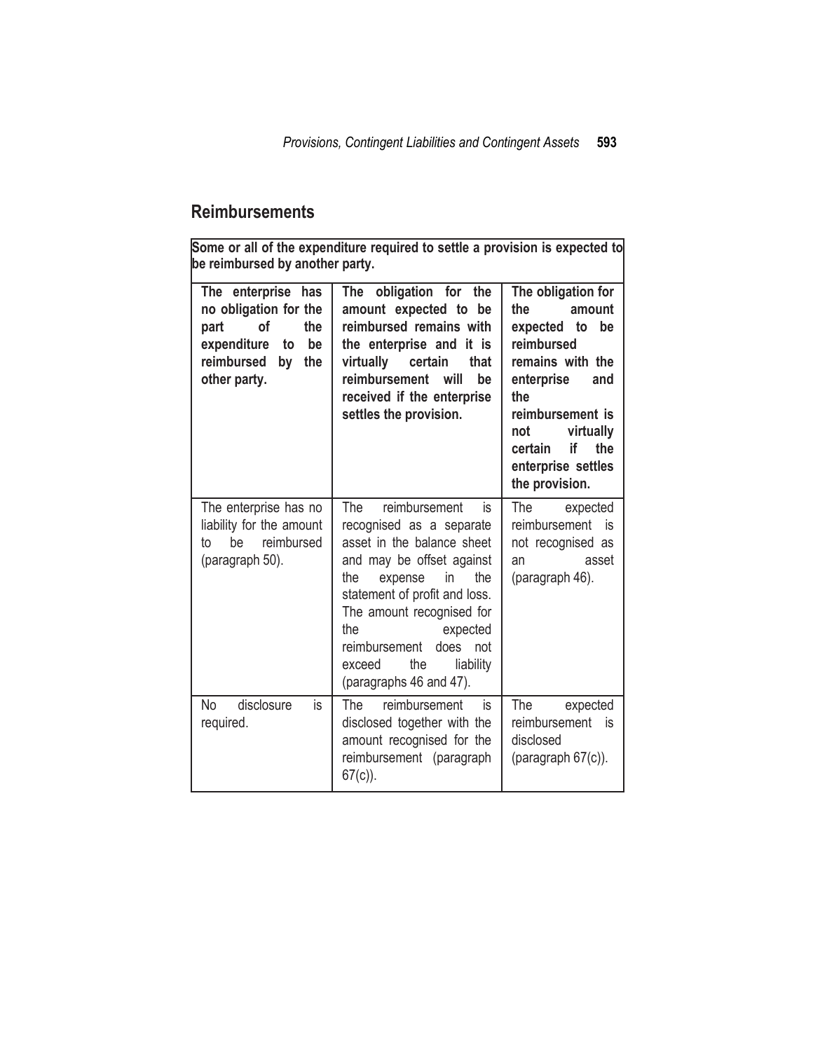## Reimbursements

| Some or all of the expenditure required to settle a provision is expected to be reimbursed by another party. | | |
|---|---|---|
| **The enterprise has no obligation for the part of the expenditure to be reimbursed by the other party.** | **The obligation for the amount expected to be reimbursed remains with the enterprise and it is virtually certain that reimbursement will be received if the enterprise settles the provision.** | **The obligation for the amount expected to be reimbursed remains with the enterprise and the reimbursement is not virtually certain if the enterprise settles the provision.** |
| The enterprise has no liability for the amount to be reimbursed (paragraph 50). | The reimbursement is recognised as a separate asset in the balance sheet and may be offset against the expense in the statement of profit and loss. The amount recognised for the expected reimbursement does not exceed the liability (paragraphs 46 and 47). | The expected reimbursement is not recognised as an asset (paragraph 46). |
| No disclosure is required. | The reimbursement is disclosed together with the amount recognised for the reimbursement (paragraph 67(c)). | The expected reimbursement is disclosed (paragraph 67(c)). |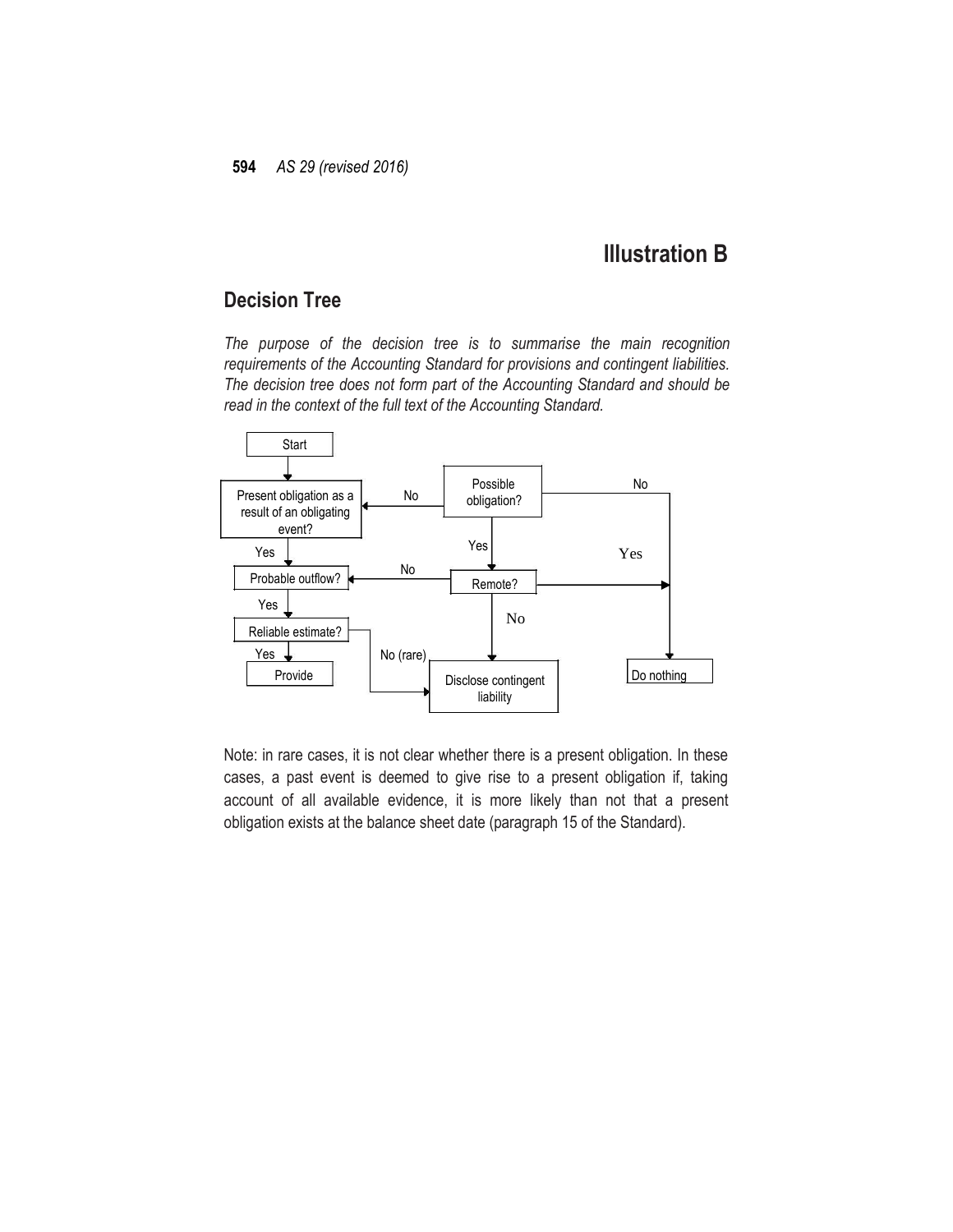# Illustration B

## Decision Tree

*The purpose of the decision tree is to summarise the main recognition requirements of the Accounting Standard for provisions and contingent liabilities. The decision tree does not form part of the Accounting Standard and should be read in the context of the full text of the Accounting Standard.*

```
Start
  → Present obligation as a result of an obligating event?
       Yes → Probable outflow?
                Yes → Reliable estimate?
                         Yes → Provide
                         No (rare) → Disclose contingent liability
                No → Remote?
       No → Possible obligation?
                Yes → Remote?
                         Yes → Do nothing
                         No → Disclose contingent liability
                No → Do nothing
```

Note: in rare cases, it is not clear whether there is a present obligation. In these cases, a past event is deemed to give rise to a present obligation if, taking account of all available evidence, it is more likely than not that a present obligation exists at the balance sheet date (paragraph 15 of the Standard).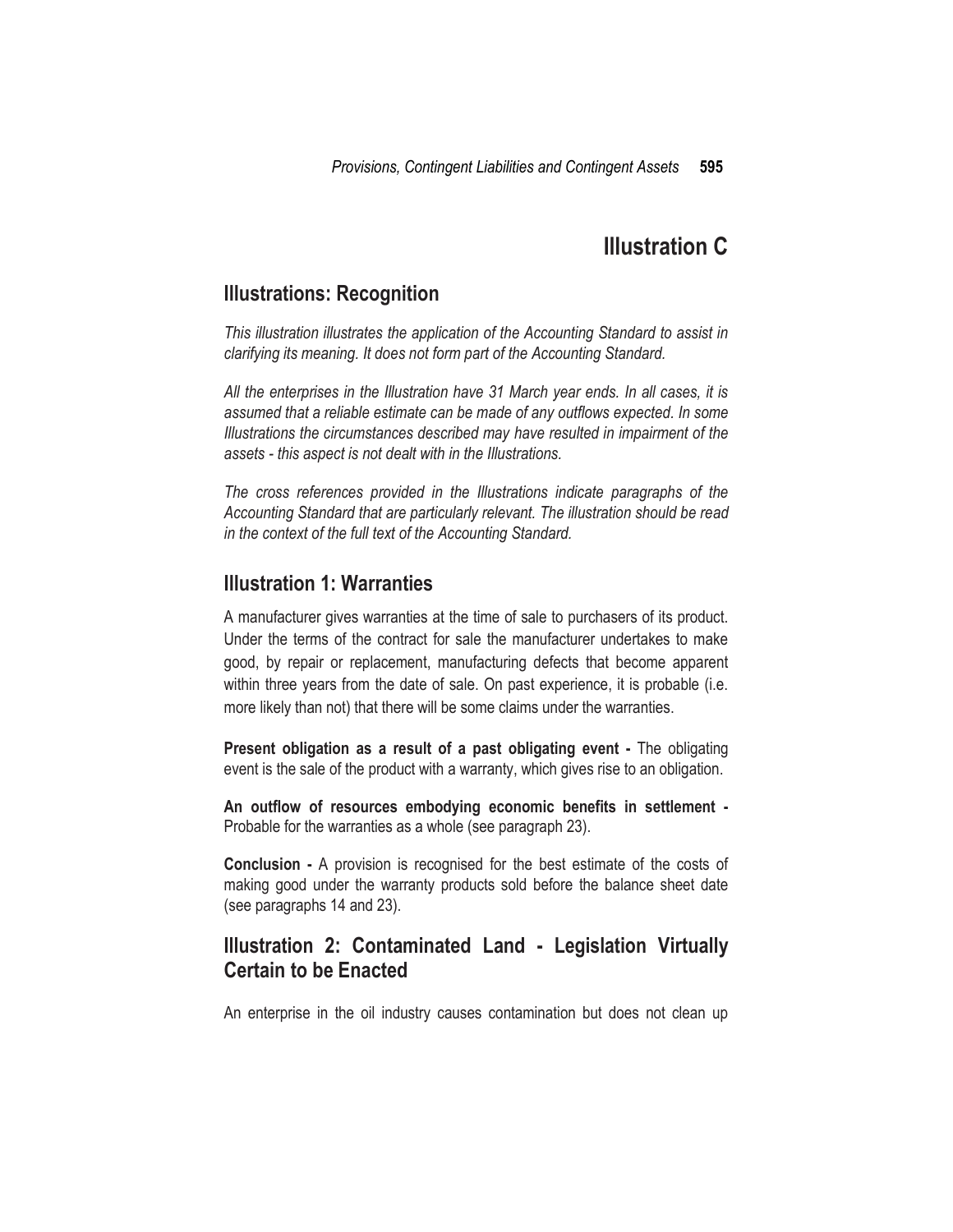# Illustration C

## Illustrations: Recognition

*This illustration illustrates the application of the Accounting Standard to assist in clarifying its meaning. It does not form part of the Accounting Standard.*

*All the enterprises in the Illustration have 31 March year ends. In all cases, it is assumed that a reliable estimate can be made of any outflows expected. In some Illustrations the circumstances described may have resulted in impairment of the assets - this aspect is not dealt with in the Illustrations.*

*The cross references provided in the Illustrations indicate paragraphs of the Accounting Standard that are particularly relevant. The illustration should be read in the context of the full text of the Accounting Standard.*

## Illustration 1: Warranties

A manufacturer gives warranties at the time of sale to purchasers of its product. Under the terms of the contract for sale the manufacturer undertakes to make good, by repair or replacement, manufacturing defects that become apparent within three years from the date of sale. On past experience, it is probable (i.e. more likely than not) that there will be some claims under the warranties.

**Present obligation as a result of a past obligating event -** The obligating event is the sale of the product with a warranty, which gives rise to an obligation.

**An outflow of resources embodying economic benefits in settlement -** Probable for the warranties as a whole (see paragraph 23).

**Conclusion -** A provision is recognised for the best estimate of the costs of making good under the warranty products sold before the balance sheet date (see paragraphs 14 and 23).

## Illustration 2: Contaminated Land - Legislation Virtually Certain to be Enacted

An enterprise in the oil industry causes contamination but does not clean up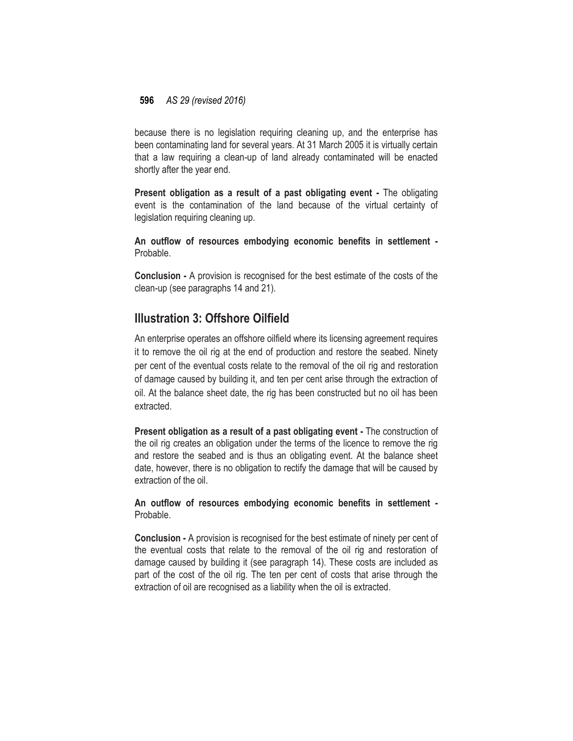because there is no legislation requiring cleaning up, and the enterprise has been contaminating land for several years. At 31 March 2005 it is virtually certain that a law requiring a clean-up of land already contaminated will be enacted shortly after the year end.

**Present obligation as a result of a past obligating event -** The obligating event is the contamination of the land because of the virtual certainty of legislation requiring cleaning up.

**An outflow of resources embodying economic benefits in settlement -** Probable.

**Conclusion -** A provision is recognised for the best estimate of the costs of the clean-up (see paragraphs 14 and 21).

## Illustration 3: Offshore Oilfield

An enterprise operates an offshore oilfield where its licensing agreement requires it to remove the oil rig at the end of production and restore the seabed. Ninety per cent of the eventual costs relate to the removal of the oil rig and restoration of damage caused by building it, and ten per cent arise through the extraction of oil. At the balance sheet date, the rig has been constructed but no oil has been extracted.

**Present obligation as a result of a past obligating event -** The construction of the oil rig creates an obligation under the terms of the licence to remove the rig and restore the seabed and is thus an obligating event. At the balance sheet date, however, there is no obligation to rectify the damage that will be caused by extraction of the oil.

**An outflow of resources embodying economic benefits in settlement -** Probable.

**Conclusion -** A provision is recognised for the best estimate of ninety per cent of the eventual costs that relate to the removal of the oil rig and restoration of damage caused by building it (see paragraph 14). These costs are included as part of the cost of the oil rig. The ten per cent of costs that arise through the extraction of oil are recognised as a liability when the oil is extracted.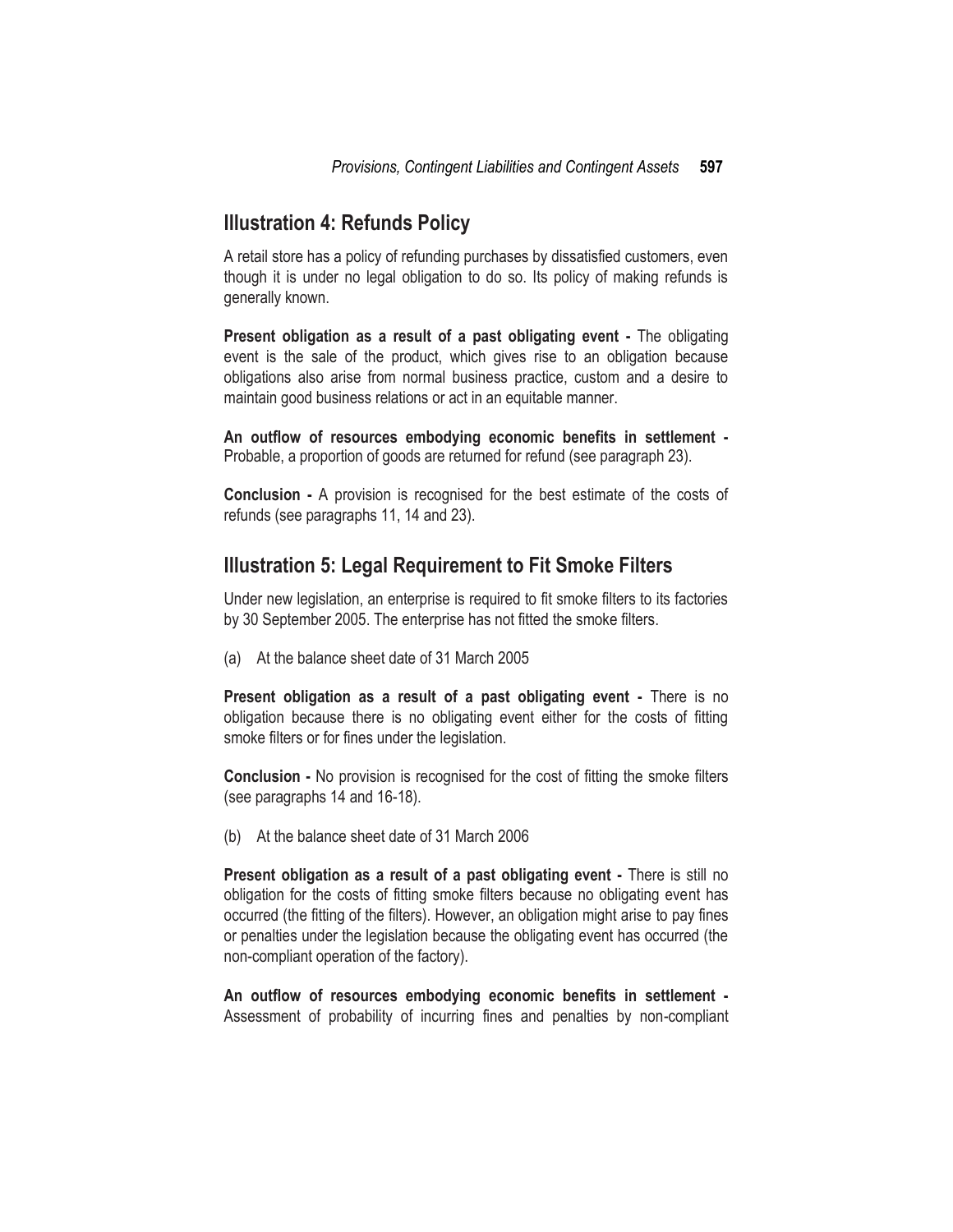## Illustration 4: Refunds Policy

A retail store has a policy of refunding purchases by dissatisfied customers, even though it is under no legal obligation to do so. Its policy of making refunds is generally known.

**Present obligation as a result of a past obligating event -** The obligating event is the sale of the product, which gives rise to an obligation because obligations also arise from normal business practice, custom and a desire to maintain good business relations or act in an equitable manner.

**An outflow of resources embodying economic benefits in settlement -** Probable, a proportion of goods are returned for refund (see paragraph 23).

**Conclusion -** A provision is recognised for the best estimate of the costs of refunds (see paragraphs 11, 14 and 23).

## Illustration 5: Legal Requirement to Fit Smoke Filters

Under new legislation, an enterprise is required to fit smoke filters to its factories by 30 September 2005. The enterprise has not fitted the smoke filters.

(a) At the balance sheet date of 31 March 2005

**Present obligation as a result of a past obligating event -** There is no obligation because there is no obligating event either for the costs of fitting smoke filters or for fines under the legislation.

**Conclusion -** No provision is recognised for the cost of fitting the smoke filters (see paragraphs 14 and 16-18).

(b) At the balance sheet date of 31 March 2006

**Present obligation as a result of a past obligating event -** There is still no obligation for the costs of fitting smoke filters because no obligating event has occurred (the fitting of the filters). However, an obligation might arise to pay fines or penalties under the legislation because the obligating event has occurred (the non-compliant operation of the factory).

**An outflow of resources embodying economic benefits in settlement -** Assessment of probability of incurring fines and penalties by non-compliant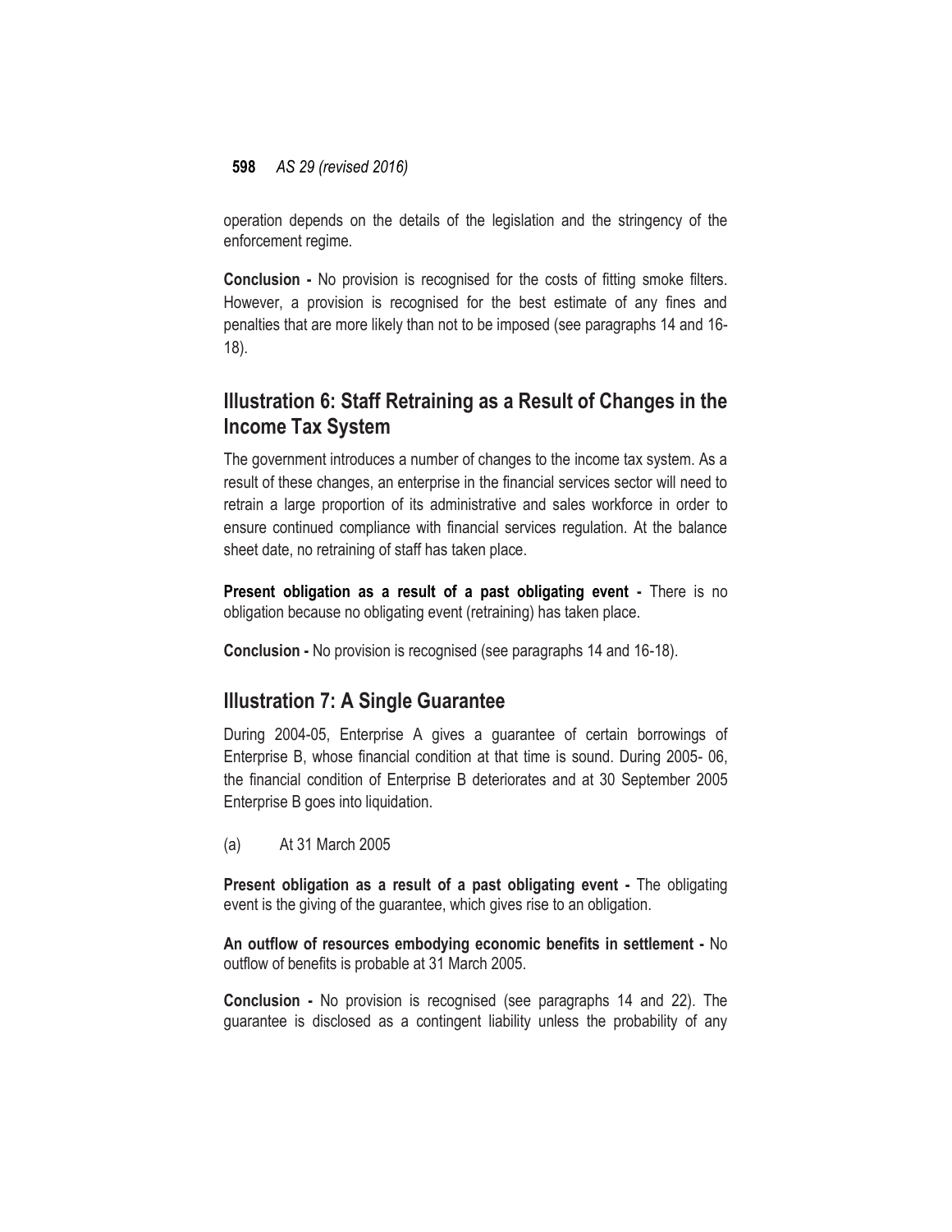operation depends on the details of the legislation and the stringency of the enforcement regime.

**Conclusion -** No provision is recognised for the costs of fitting smoke filters. However, a provision is recognised for the best estimate of any fines and penalties that are more likely than not to be imposed (see paragraphs 14 and 16-18).

## Illustration 6: Staff Retraining as a Result of Changes in the Income Tax System

The government introduces a number of changes to the income tax system. As a result of these changes, an enterprise in the financial services sector will need to retrain a large proportion of its administrative and sales workforce in order to ensure continued compliance with financial services regulation. At the balance sheet date, no retraining of staff has taken place.

**Present obligation as a result of a past obligating event -** There is no obligation because no obligating event (retraining) has taken place.

**Conclusion -** No provision is recognised (see paragraphs 14 and 16-18).

## Illustration 7: A Single Guarantee

During 2004-05, Enterprise A gives a guarantee of certain borrowings of Enterprise B, whose financial condition at that time is sound. During 2005- 06, the financial condition of Enterprise B deteriorates and at 30 September 2005 Enterprise B goes into liquidation.

(a) At 31 March 2005

**Present obligation as a result of a past obligating event -** The obligating event is the giving of the guarantee, which gives rise to an obligation.

**An outflow of resources embodying economic benefits in settlement -** No outflow of benefits is probable at 31 March 2005.

**Conclusion -** No provision is recognised (see paragraphs 14 and 22). The guarantee is disclosed as a contingent liability unless the probability of any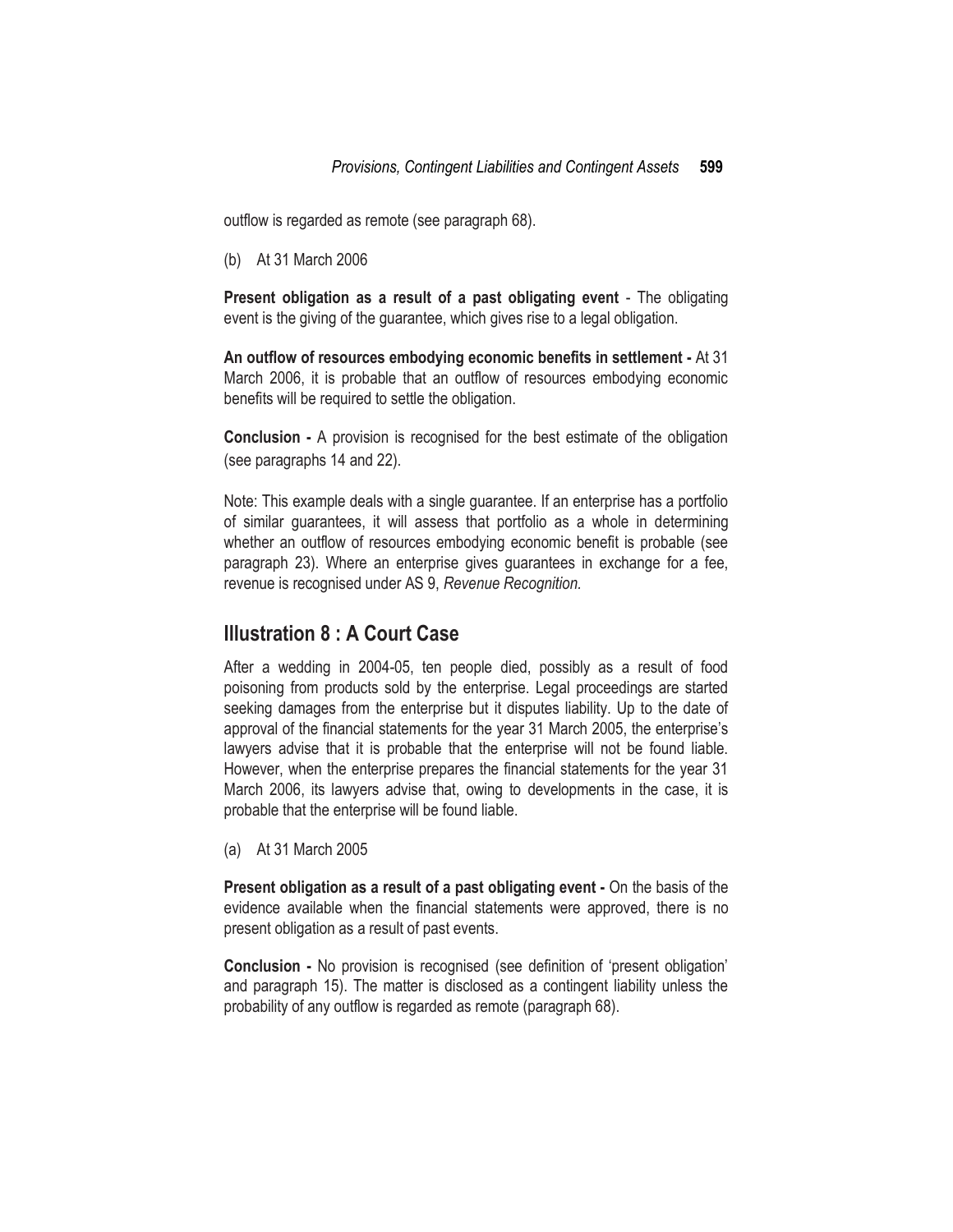outflow is regarded as remote (see paragraph 68).

(b) At 31 March 2006

**Present obligation as a result of a past obligating event** - The obligating event is the giving of the guarantee, which gives rise to a legal obligation.

**An outflow of resources embodying economic benefits in settlement -** At 31 March 2006, it is probable that an outflow of resources embodying economic benefits will be required to settle the obligation.

**Conclusion -** A provision is recognised for the best estimate of the obligation (see paragraphs 14 and 22).

Note: This example deals with a single guarantee. If an enterprise has a portfolio of similar guarantees, it will assess that portfolio as a whole in determining whether an outflow of resources embodying economic benefit is probable (see paragraph 23). Where an enterprise gives guarantees in exchange for a fee, revenue is recognised under AS 9, *Revenue Recognition*.

## Illustration 8 : A Court Case

After a wedding in 2004-05, ten people died, possibly as a result of food poisoning from products sold by the enterprise. Legal proceedings are started seeking damages from the enterprise but it disputes liability. Up to the date of approval of the financial statements for the year 31 March 2005, the enterprise's lawyers advise that it is probable that the enterprise will not be found liable. However, when the enterprise prepares the financial statements for the year 31 March 2006, its lawyers advise that, owing to developments in the case, it is probable that the enterprise will be found liable.

(a) At 31 March 2005

**Present obligation as a result of a past obligating event -** On the basis of the evidence available when the financial statements were approved, there is no present obligation as a result of past events.

**Conclusion -** No provision is recognised (see definition of 'present obligation' and paragraph 15). The matter is disclosed as a contingent liability unless the probability of any outflow is regarded as remote (paragraph 68).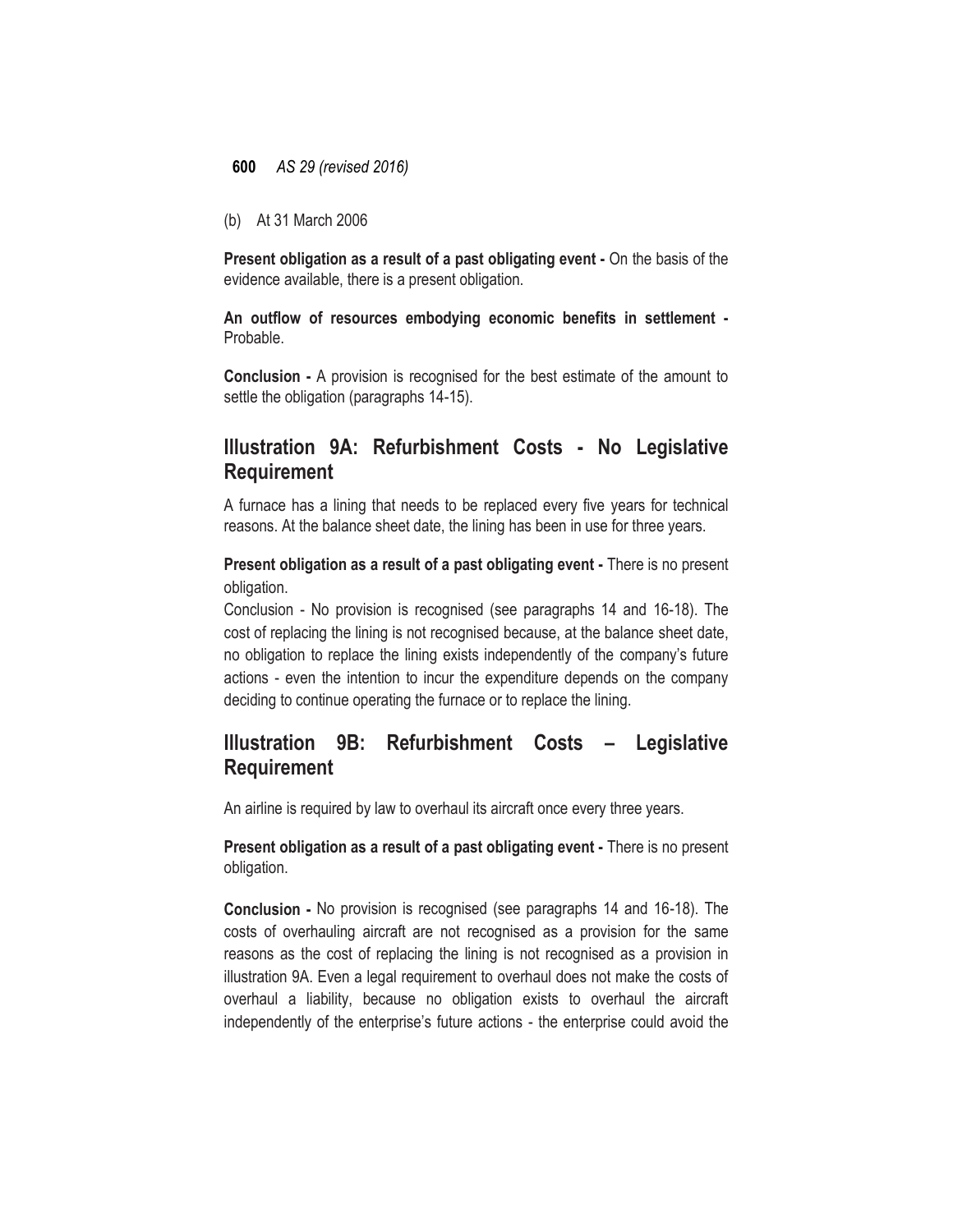(b) At 31 March 2006

**Present obligation as a result of a past obligating event -** On the basis of the evidence available, there is a present obligation.

**An outflow of resources embodying economic benefits in settlement -** Probable.

**Conclusion -** A provision is recognised for the best estimate of the amount to settle the obligation (paragraphs 14-15).

## Illustration 9A: Refurbishment Costs - No Legislative Requirement

A furnace has a lining that needs to be replaced every five years for technical reasons. At the balance sheet date, the lining has been in use for three years.

**Present obligation as a result of a past obligating event -** There is no present obligation.

Conclusion - No provision is recognised (see paragraphs 14 and 16-18). The cost of replacing the lining is not recognised because, at the balance sheet date, no obligation to replace the lining exists independently of the company's future actions - even the intention to incur the expenditure depends on the company deciding to continue operating the furnace or to replace the lining.

## Illustration 9B: Refurbishment Costs – Legislative Requirement

An airline is required by law to overhaul its aircraft once every three years.

**Present obligation as a result of a past obligating event -** There is no present obligation.

**Conclusion -** No provision is recognised (see paragraphs 14 and 16-18). The costs of overhauling aircraft are not recognised as a provision for the same reasons as the cost of replacing the lining is not recognised as a provision in illustration 9A. Even a legal requirement to overhaul does not make the costs of overhaul a liability, because no obligation exists to overhaul the aircraft independently of the enterprise's future actions - the enterprise could avoid the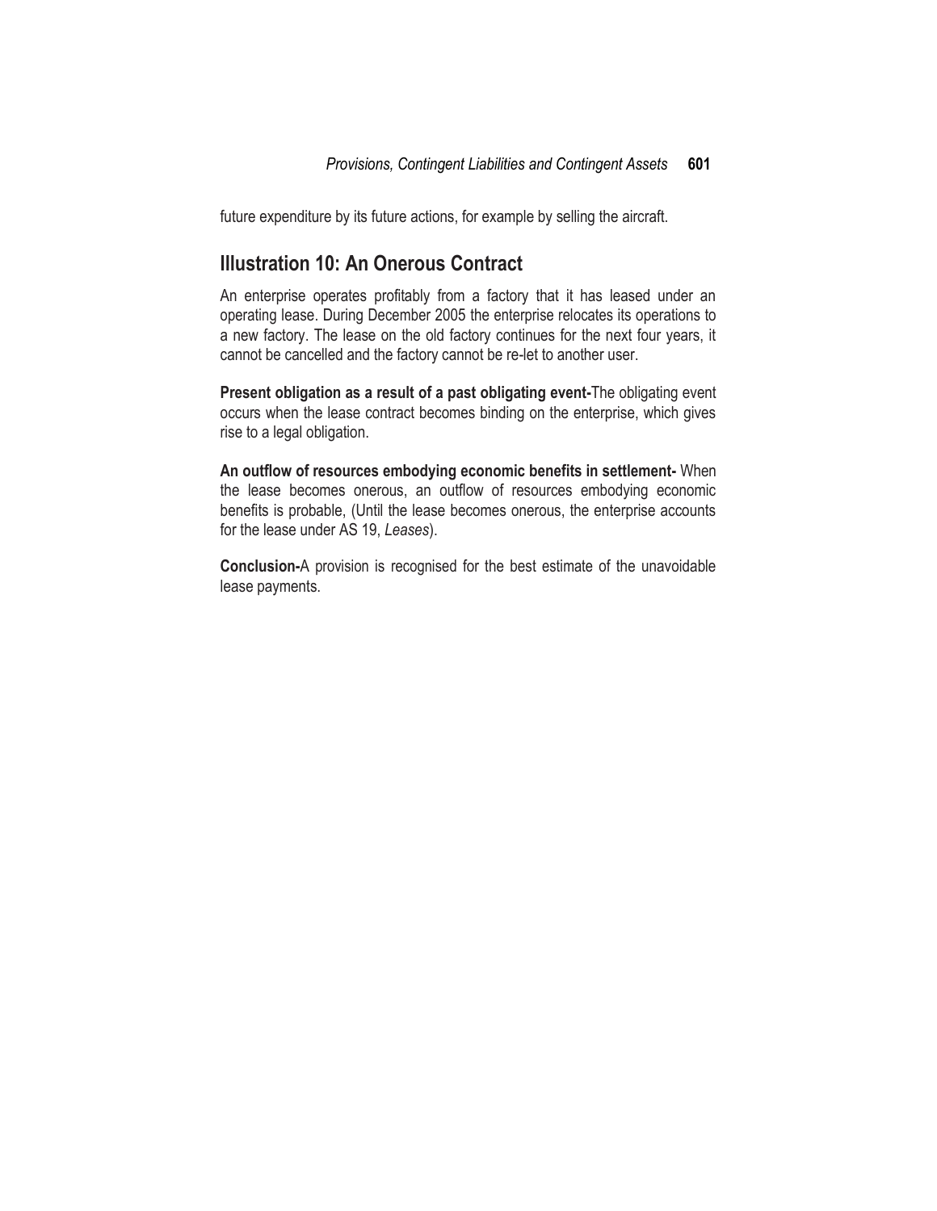future expenditure by its future actions, for example by selling the aircraft.

## Illustration 10: An Onerous Contract

An enterprise operates profitably from a factory that it has leased under an operating lease. During December 2005 the enterprise relocates its operations to a new factory. The lease on the old factory continues for the next four years, it cannot be cancelled and the factory cannot be re-let to another user.

**Present obligation as a result of a past obligating event-**The obligating event occurs when the lease contract becomes binding on the enterprise, which gives rise to a legal obligation.

**An outflow of resources embodying economic benefits in settlement-** When the lease becomes onerous, an outflow of resources embodying economic benefits is probable, (Until the lease becomes onerous, the enterprise accounts for the lease under AS 19, *Leases*).

**Conclusion-**A provision is recognised for the best estimate of the unavoidable lease payments.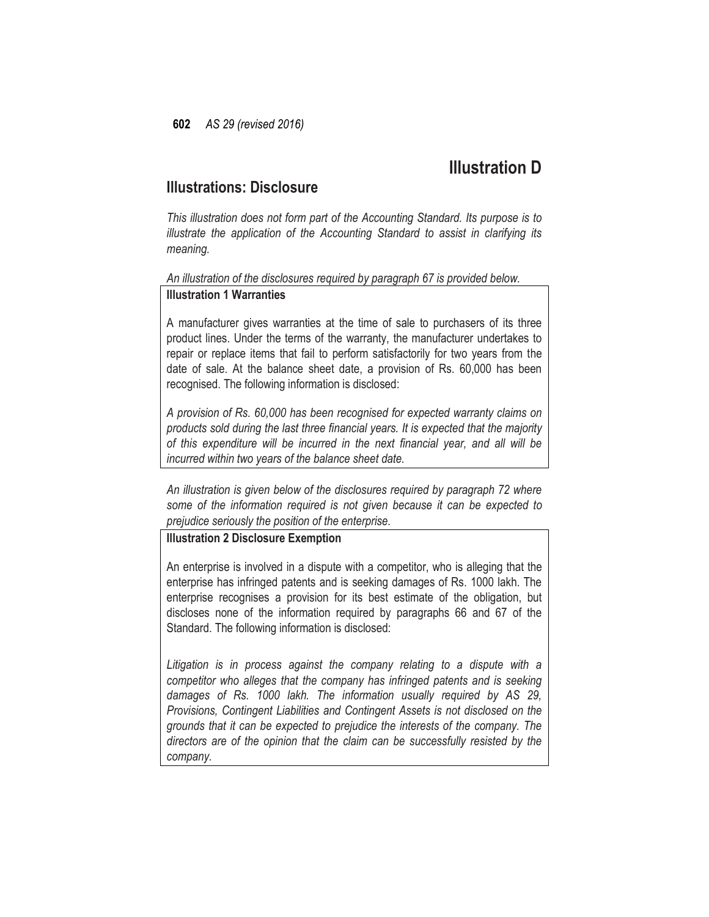# Illustration D

## Illustrations: Disclosure

*This illustration does not form part of the Accounting Standard. Its purpose is to illustrate the application of the Accounting Standard to assist in clarifying its meaning.*

*An illustration of the disclosures required by paragraph 67 is provided below.*

**Illustration 1 Warranties**

A manufacturer gives warranties at the time of sale to purchasers of its three product lines. Under the terms of the warranty, the manufacturer undertakes to repair or replace items that fail to perform satisfactorily for two years from the date of sale. At the balance sheet date, a provision of Rs. 60,000 has been recognised. The following information is disclosed:

*A provision of Rs. 60,000 has been recognised for expected warranty claims on products sold during the last three financial years. It is expected that the majority of this expenditure will be incurred in the next financial year, and all will be incurred within two years of the balance sheet date.*

*An illustration is given below of the disclosures required by paragraph 72 where some of the information required is not given because it can be expected to prejudice seriously the position of the enterprise.*

**Illustration 2 Disclosure Exemption**

An enterprise is involved in a dispute with a competitor, who is alleging that the enterprise has infringed patents and is seeking damages of Rs. 1000 lakh. The enterprise recognises a provision for its best estimate of the obligation, but discloses none of the information required by paragraphs 66 and 67 of the Standard. The following information is disclosed:

*Litigation is in process against the company relating to a dispute with a competitor who alleges that the company has infringed patents and is seeking damages of Rs. 1000 lakh. The information usually required by AS 29, Provisions, Contingent Liabilities and Contingent Assets is not disclosed on the grounds that it can be expected to prejudice the interests of the company. The directors are of the opinion that the claim can be successfully resisted by the company.*